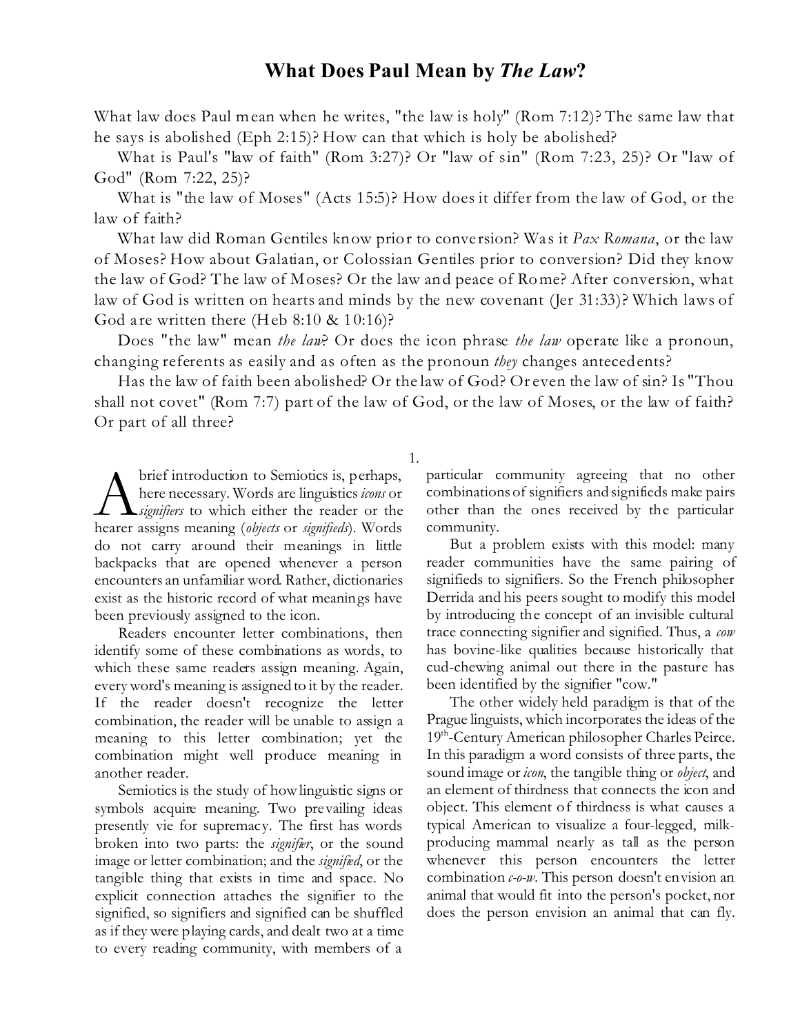# What Does Paul Mean by *The Law*?

What law does Paul mean when he writes, "the law is holy" (Rom 7:12)? The same law that he says is abolished (Eph 2:15)? How can that which is holy be abolished?

What is Paul's "law of faith" (Rom 3:27)? Or "law of sin" (Rom 7:23, 25)? Or "law of God" (Rom 7:22, 25)?

What is "the law of Moses" (Acts 15:5)? How does it differ from the law of God, or the law of faith?

What law did Roman Gentiles know prior to conversion? Was it *Pax Romana*, or the law of Moses? How about Galatian, or Colossian Gentiles prior to conversion? Did they know the law of God? The law of Moses? Or the law and peace of Rome? After conversion, what law of God is written on hearts and minds by the new covenant (Jer 31:33)? Which laws of God are written there (Heb 8:10 & 10:16)?

Does "the law" mean *the law*? Or does the icon phrase *the law* operate like a pronoun, changing referents as easily and as often as the pronoun *they* changes antecedents?

Has the law of faith been abolished? Or the law of God? Or even the law of sin? Is "Thou shall not covet" (Rom 7:7) part of the law of God, or the law of Moses, or the law of faith? Or part of all three?

1.

A brief introduction to Semiotics is, perhaps, here necessary. Words are linguistics *icons* or *signifiers* to which either the reader or the hearer assigns meaning (*objects* or *signifieds*). Words do not carry around their meanings in little backpacks that are opened whenever a person encounters an unfamiliar word. Rather, dictionaries exist as the historic record of what meanings have been previously assigned to the icon.

Readers encounter letter combinations, then identify some of these combinations as words, to which these same readers assign meaning. Again, every word's meaning is assigned to it by the reader. If the reader doesn't recognize the letter combination, the reader will be unable to assign a meaning to this letter combination; yet the combination might well produce meaning in another reader.

Semiotics is the study of how linguistic signs or symbols acquire meaning. Two prevailing ideas presently vie for supremacy. The first has words broken into two parts: the *signifier*, or the sound image or letter combination; and the *signified*, or the tangible thing that exists in time and space. No explicit connection attaches the signifier to the signified, so signifiers and signified can be shuffled as if they were playing cards, and dealt two at a time to every reading community, with members of a particular community agreeing that no other combinations of signifiers and signifieds make pairs other than the ones received by the particular community.

But a problem exists with this model: many reader communities have the same pairing of signifieds to signifiers. So the French philosopher Derrida and his peers sought to modify this model by introducing the concept of an invisible cultural trace connecting signifier and signified. Thus, a *cow* has bovine-like qualities because historically that cud-chewing animal out there in the pasture has been identified by the signifier "cow."

The other widely held paradigm is that of the Prague linguists, which incorporates the ideas of the 19th-Century American philosopher Charles Peirce. In this paradigm a word consists of three parts, the sound image or *icon*, the tangible thing or *object*, and an element of thirdness that connects the icon and object. This element of thirdness is what causes a typical American to visualize a four-legged, milk-producing mammal nearly as tall as the person whenever this person encounters the letter combination *c-o-w*. This person doesn't envision an animal that would fit into the person's pocket, nor does the person envision an animal that can fly.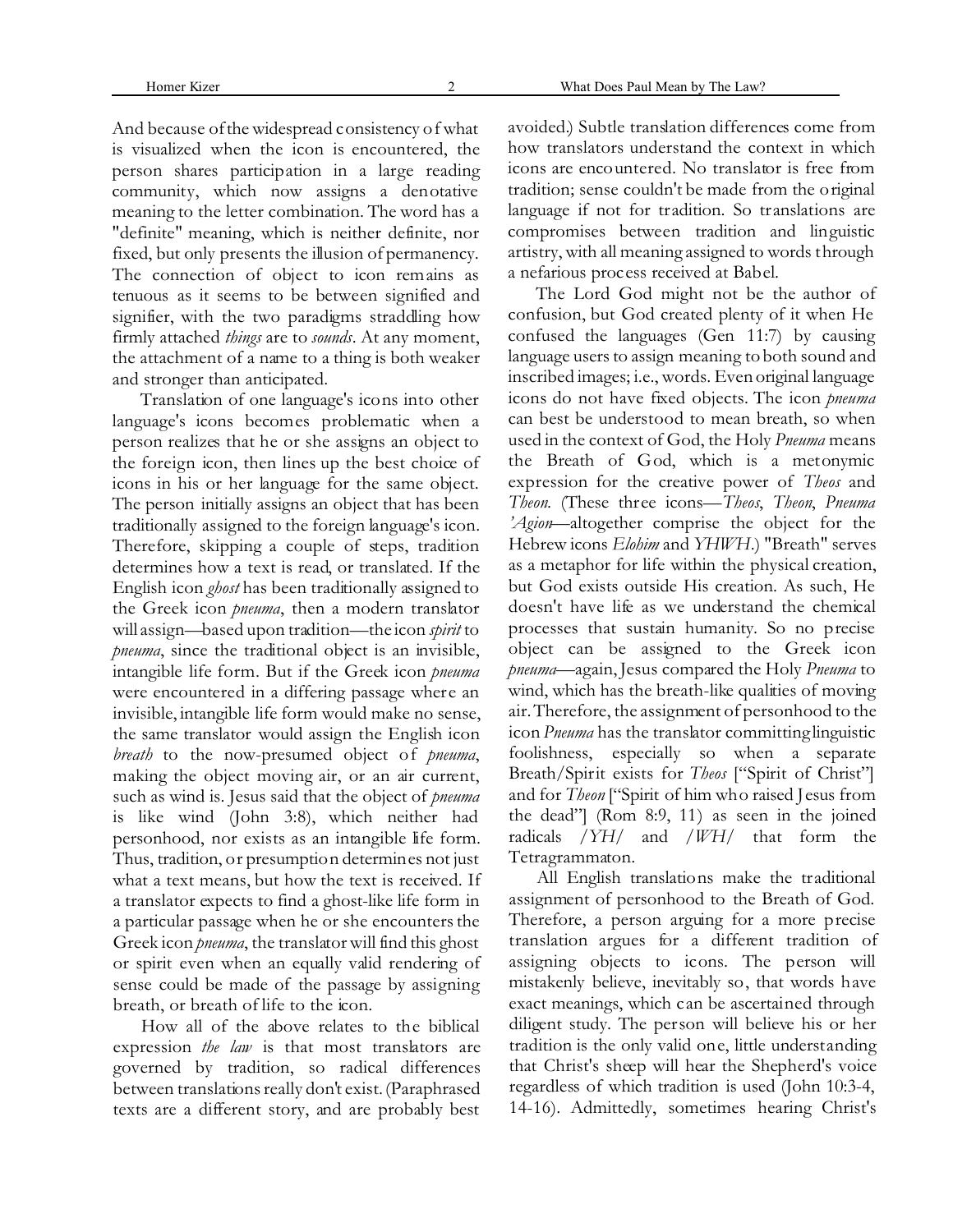And because of the widespread consistency of what is visualized when the icon is encountered, the person shares participation in a large reading community, which now assigns a denotative meaning to the letter combination. The word has a "definite" meaning, which is neither definite, nor fixed, but only presents the illusion of permanency. The connection of object to icon remains as tenuous as it seems to be between signified and signifier, with the two paradigms straddling how firmly attached *things* are to *sounds*. At any moment, the attachment of a name to a thing is both weaker and stronger than anticipated.

Translation of one language's icons into other language's icons becomes problematic when a person realizes that he or she assigns an object to the foreign icon, then lines up the best choice of icons in his or her language for the same object. The person initially assigns an object that has been traditionally assigned to the foreign language's icon. Therefore, skipping a couple of steps, tradition determines how a text is read, or translated. If the English icon *ghost* has been traditionally assigned to the Greek icon *pneuma*, then a modern translator will assign—based upon tradition—the icon *spirit* to *pneuma*, since the traditional object is an invisible, intangible life form. But if the Greek icon *pneuma* were encountered in a differing passage where an invisible, intangible life form would make no sense, the same translator would assign the English icon *breath* to the now-presumed object of *pneuma*, making the object moving air, or an air current, such as wind is. Jesus said that the object of *pneuma* is like wind (John 3:8), which neither had personhood, nor exists as an intangible life form. Thus, tradition, or presumption determines not just what a text means, but how the text is received. If a translator expects to find a ghost-like life form in a particular passage when he or she encounters the Greek icon *pneuma*, the translator will find this ghost or spirit even when an equally valid rendering of sense could be made of the passage by assigning breath, or breath of life to the icon.

How all of the above relates to the biblical expression *the law* is that most translators are governed by tradition, so radical differences between translations really don't exist. (Paraphrased texts are a different story, and are probably best avoided.) Subtle translation differences come from how translators understand the context in which icons are encountered. No translator is free from tradition; sense couldn't be made from the original language if not for tradition. So translations are compromises between tradition and linguistic artistry, with all meaning assigned to words through a nefarious process received at Babel.

The Lord God might not be the author of confusion, but God created plenty of it when He confused the languages (Gen 11:7) by causing language users to assign meaning to both sound and inscribed images; i.e., words. Even original language icons do not have fixed objects. The icon *pneuma* can best be understood to mean breath, so when used in the context of God, the Holy *Pneuma* means the Breath of God, which is a metonymic expression for the creative power of *Theos* and *Theon*. (These three icons—*Theos*, *Theon*, *Pneuma 'Agion*—altogether comprise the object for the Hebrew icons *Elohim* and *YHWH*.) "Breath" serves as a metaphor for life within the physical creation, but God exists outside His creation. As such, He doesn't have life as we understand the chemical processes that sustain humanity. So no precise object can be assigned to the Greek icon *pneuma*—again, Jesus compared the Holy *Pneuma* to wind, which has the breath-like qualities of moving air. Therefore, the assignment of personhood to the icon *Pneuma* has the translator committing linguistic foolishness, especially so when a separate Breath/Spirit exists for *Theos* ["Spirit of Christ"] and for *Theon* ["Spirit of him who raised Jesus from the dead"] (Rom 8:9, 11) as seen in the joined radicals /*YH*/ and /*WH*/ that form the Tetragrammaton.

All English translations make the traditional assignment of personhood to the Breath of God. Therefore, a person arguing for a more precise translation argues for a different tradition of assigning objects to icons. The person will mistakenly believe, inevitably so, that words have exact meanings, which can be ascertained through diligent study. The person will believe his or her tradition is the only valid one, little understanding that Christ's sheep will hear the Shepherd's voice regardless of which tradition is used (John 10:3-4, 14-16). Admittedly, sometimes hearing Christ's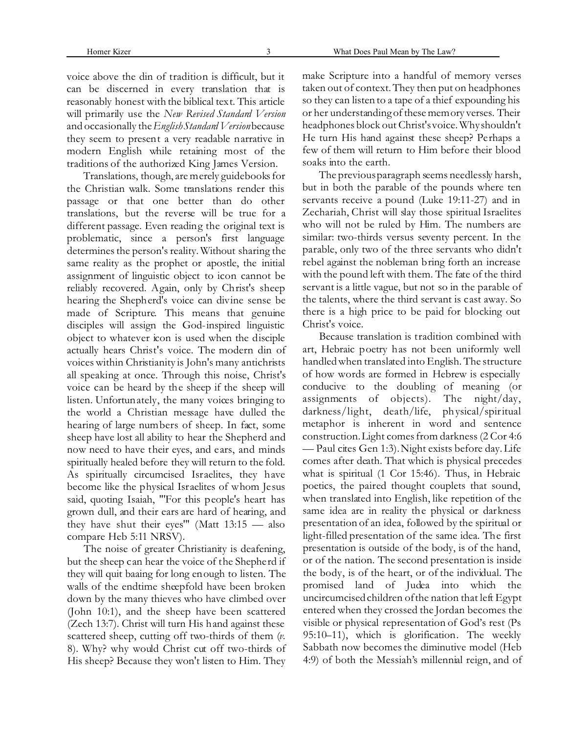voice above the din of tradition is difficult, but it can be discerned in every translation that is reasonably honest with the biblical text. This article will primarily use the *New Revised Standard Version* and occasionally the *English Standard Version* because they seem to present a very readable narrative in modern English while retaining most of the traditions of the authorized King James Version.

Translations, though, are merely guidebooks for the Christian walk. Some translations render this passage or that one better than do other translations, but the reverse will be true for a different passage. Even reading the original text is problematic, since a person's first language determines the person's reality. Without sharing the same reality as the prophet or apostle, the initial assignment of linguistic object to icon cannot be reliably recovered. Again, only by Christ's sheep hearing the Shepherd's voice can divine sense be made of Scripture. This means that genuine disciples will assign the God-inspired linguistic object to whatever icon is used when the disciple actually hears Christ's voice. The modern din of voices within Christianity is John's many antichrists all speaking at once. Through this noise, Christ's voice can be heard by the sheep if the sheep will listen. Unfortunately, the many voices bringing to the world a Christian message have dulled the hearing of large numbers of sheep. In fact, some sheep have lost all ability to hear the Shepherd and now need to have their eyes, and ears, and minds spiritually healed before they will return to the fold. As spiritually circumcised Israelites, they have become like the physical Israelites of whom Jesus said, quoting Isaiah, "'For this people's heart has grown dull, and their ears are hard of hearing, and they have shut their eyes'" (Matt 13:15 — also compare Heb 5:11 NRSV).

The noise of greater Christianity is deafening, but the sheep can hear the voice of the Shepherd if they will quit baaing for long enough to listen. The walls of the endtime sheepfold have been broken down by the many thieves who have climbed over (John 10:1), and the sheep have been scattered (Zech 13:7). Christ will turn His hand against these scattered sheep, cutting off two-thirds of them (*v.* 8). Why? why would Christ cut off two-thirds of His sheep? Because they won't listen to Him. They make Scripture into a handful of memory verses taken out of context. They then put on headphones so they can listen to a tape of a thief expounding his or her understanding of these memory verses. Their headphones block out Christ's voice. Why shouldn't He turn His hand against these sheep? Perhaps a few of them will return to Him before their blood soaks into the earth.

The previous paragraph seems needlessly harsh, but in both the parable of the pounds where ten servants receive a pound (Luke 19:11-27) and in Zechariah, Christ will slay those spiritual Israelites who will not be ruled by Him. The numbers are similar: two-thirds versus seventy percent. In the parable, only two of the three servants who didn't rebel against the nobleman bring forth an increase with the pound left with them. The fate of the third servant is a little vague, but not so in the parable of the talents, where the third servant is cast away. So there is a high price to be paid for blocking out Christ's voice.

Because translation is tradition combined with art, Hebraic poetry has not been uniformly well handled when translated into English. The structure of how words are formed in Hebrew is especially conducive to the doubling of meaning (or assignments of objects). The night/day, darkness/light, death/life, physical/spiritual metaphor is inherent in word and sentence construction. Light comes from darkness (2 Cor 4:6 — Paul cites Gen 1:3). Night exists before day. Life comes after death. That which is physical precedes what is spiritual (1 Cor 15:46). Thus, in Hebraic poetics, the paired thought couplets that sound, when translated into English, like repetition of the same idea are in reality the physical or darkness presentation of an idea, followed by the spiritual or light-filled presentation of the same idea. The first presentation is outside of the body, is of the hand, or of the nation. The second presentation is inside the body, is of the heart, or of the individual. The promised land of Judea into which the uncircumcised children of the nation that left Egypt entered when they crossed the Jordan becomes the visible or physical representation of God's rest (Ps 95:10–11), which is glorification. The weekly Sabbath now becomes the diminutive model (Heb 4:9) of both the Messiah's millennial reign, and of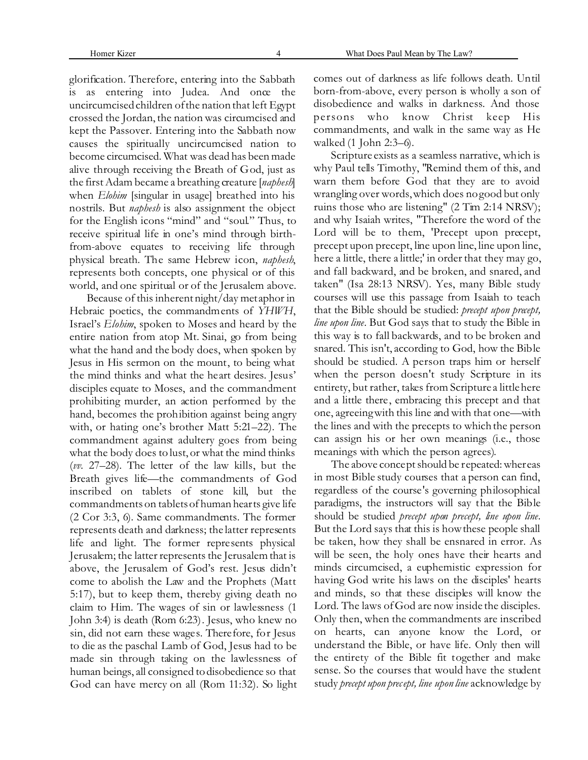glorification. Therefore, entering into the Sabbath is as entering into Judea. And once the uncircumcised children of the nation that left Egypt crossed the Jordan, the nation was circumcised and kept the Passover. Entering into the Sabbath now causes the spiritually uncircumcised nation to become circumcised. What was dead has been made alive through receiving the Breath of God, just as the first Adam became a breathing creature [*naphesh*] when *Elohim* [singular in usage] breathed into his nostrils. But *naphesh* is also assignment the object for the English icons "mind" and "soul." Thus, to receive spiritual life in one's mind through birth-from-above equates to receiving life through physical breath. The same Hebrew icon, *naphesh*, represents both concepts, one physical or of this world, and one spiritual or of the Jerusalem above.

Because of this inherent night/day metaphor in Hebraic poetics, the commandments of *YHWH*, Israel's *Elohim*, spoken to Moses and heard by the entire nation from atop Mt. Sinai, go from being what the hand and the body does, when spoken by Jesus in His sermon on the mount, to being what the mind thinks and what the heart desires. Jesus' disciples equate to Moses, and the commandment prohibiting murder, an action performed by the hand, becomes the prohibition against being angry with, or hating one's brother Matt 5:21–22). The commandment against adultery goes from being what the body does to lust, or what the mind thinks (*vv.* 27–28). The letter of the law kills, but the Breath gives life—the commandments of God inscribed on tablets of stone kill, but the commandments on tablets of human hearts give life (2 Cor 3:3, 6). Same commandments. The former represents death and darkness; the latter represents life and light. The former represents physical Jerusalem; the latter represents the Jerusalem that is above, the Jerusalem of God's rest. Jesus didn't come to abolish the Law and the Prophets (Matt 5:17), but to keep them, thereby giving death no claim to Him. The wages of sin or lawlessness (1 John 3:4) is death (Rom 6:23). Jesus, who knew no sin, did not earn these wages. Therefore, for Jesus to die as the paschal Lamb of God, Jesus had to be made sin through taking on the lawlessness of human beings, all consigned to disobedience so that God can have mercy on all (Rom 11:32). So light comes out of darkness as life follows death. Until born-from-above, every person is wholly a son of disobedience and walks in darkness. And those persons who know Christ keep His commandments, and walk in the same way as He walked (1 John 2:3–6).

Scripture exists as a seamless narrative, which is why Paul tells Timothy, "Remind them of this, and warn them before God that they are to avoid wrangling over words, which does no good but only ruins those who are listening" (2 Tim 2:14 NRSV); and why Isaiah writes, "Therefore the word of the Lord will be to them, 'Precept upon precept, precept upon precept, line upon line, line upon line, here a little, there a little;' in order that they may go, and fall backward, and be broken, and snared, and taken" (Isa 28:13 NRSV). Yes, many Bible study courses will use this passage from Isaiah to teach that the Bible should be studied: *precept upon precept, line upon line*. But God says that to study the Bible in this way is to fall backwards, and to be broken and snared. This isn't, according to God, how the Bible should be studied. A person traps him or herself when the person doesn't study Scripture in its entirety, but rather, takes from Scripture a little here and a little there, embracing this precept and that one, agreeing with this line and with that one—with the lines and with the precepts to which the person can assign his or her own meanings (i.e., those meanings with which the person agrees).

The above concept should be repeated: whereas in most Bible study courses that a person can find, regardless of the course's governing philosophical paradigms, the instructors will say that the Bible should be studied *precept upon precept, line upon line*. But the Lord says that this is how these people shall be taken, how they shall be ensnared in error. As will be seen, the holy ones have their hearts and minds circumcised, a euphemistic expression for having God write his laws on the disciples' hearts and minds, so that these disciples will know the Lord. The laws of God are now inside the disciples. Only then, when the commandments are inscribed on hearts, can anyone know the Lord, or understand the Bible, or have life. Only then will the entirety of the Bible fit together and make sense. So the courses that would have the student study *precept upon precept, line upon line* acknowledge by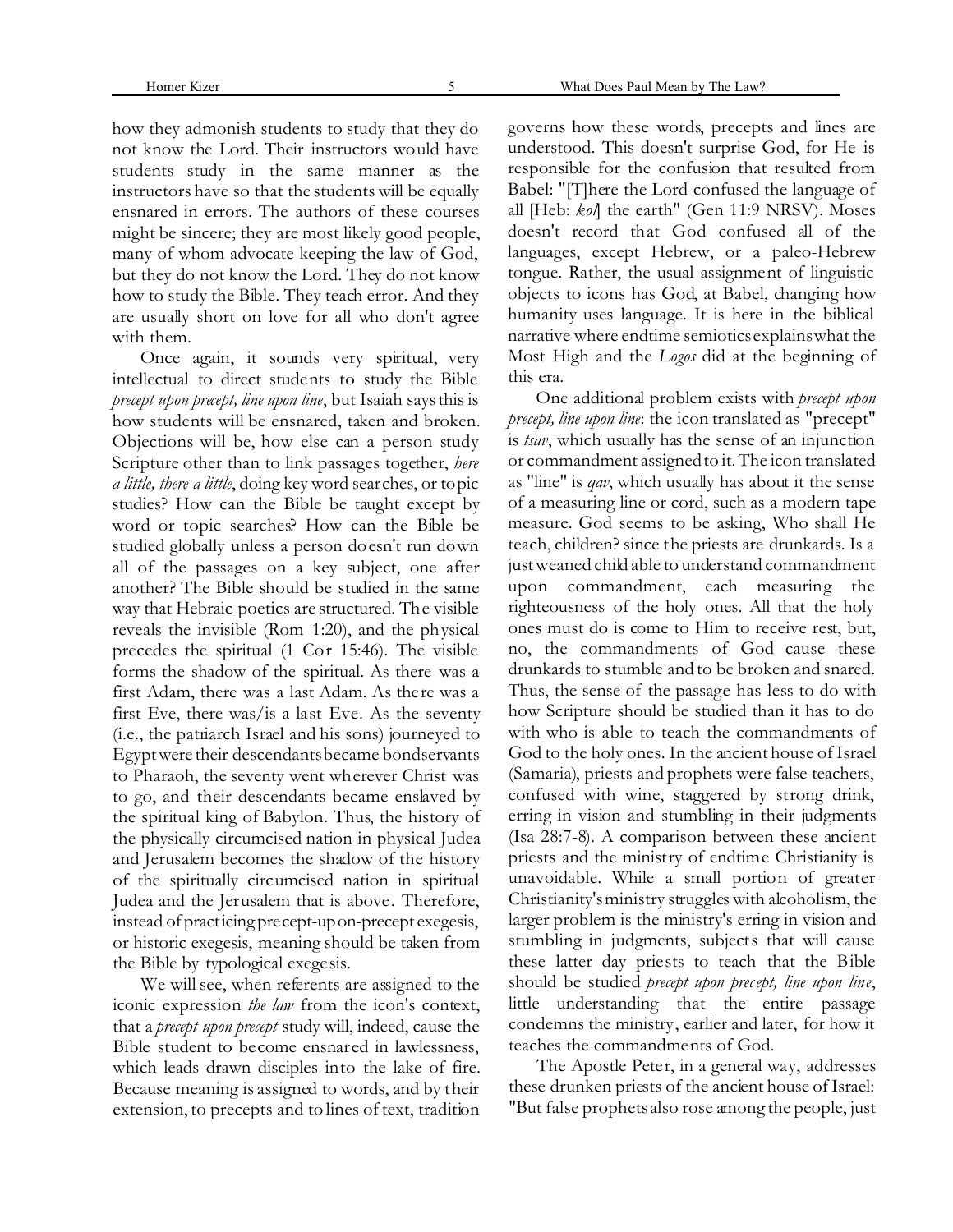how they admonish students to study that they do not know the Lord. Their instructors would have students study in the same manner as the instructors have so that the students will be equally ensnared in errors. The authors of these courses might be sincere; they are most likely good people, many of whom advocate keeping the law of God, but they do not know the Lord. They do not know how to study the Bible. They teach error. And they are usually short on love for all who don't agree with them.

Once again, it sounds very spiritual, very intellectual to direct students to study the Bible *precept upon precept, line upon line*, but Isaiah says this is how students will be ensnared, taken and broken. Objections will be, how else can a person study Scripture other than to link passages together, *here a little, there a little*, doing key word searches, or topic studies? How can the Bible be taught except by word or topic searches? How can the Bible be studied globally unless a person doesn't run down all of the passages on a key subject, one after another? The Bible should be studied in the same way that Hebraic poetics are structured. The visible reveals the invisible (Rom 1:20), and the physical precedes the spiritual (1 Cor 15:46). The visible forms the shadow of the spiritual. As there was a first Adam, there was a last Adam. As there was a first Eve, there was/is a last Eve. As the seventy (i.e., the patriarch Israel and his sons) journeyed to Egypt were their descendants became bondservants to Pharaoh, the seventy went wherever Christ was to go, and their descendants became enslaved by the spiritual king of Babylon. Thus, the history of the physically circumcised nation in physical Judea and Jerusalem becomes the shadow of the history of the spiritually circumcised nation in spiritual Judea and the Jerusalem that is above. Therefore, instead of practicing precept-upon-precept exegesis, or historic exegesis, meaning should be taken from the Bible by typological exegesis.

We will see, when referents are assigned to the iconic expression *the law* from the icon's context, that a *precept upon precept* study will, indeed, cause the Bible student to become ensnared in lawlessness, which leads drawn disciples into the lake of fire. Because meaning is assigned to words, and by their extension, to precepts and to lines of text, tradition governs how these words, precepts and lines are understood. This doesn't surprise God, for He is responsible for the confusion that resulted from Babel: "[T]here the Lord confused the language of all [Heb: *kol*] the earth" (Gen 11:9 NRSV). Moses doesn't record that God confused all of the languages, except Hebrew, or a paleo-Hebrew tongue. Rather, the usual assignment of linguistic objects to icons has God, at Babel, changing how humanity uses language. It is here in the biblical narrative where endtime semiotics explains what the Most High and the *Logos* did at the beginning of this era.

One additional problem exists with *precept upon precept, line upon line*: the icon translated as "precept" is *tsav*, which usually has the sense of an injunction or commandment assigned to it. The icon translated as "line" is *qav*, which usually has about it the sense of a measuring line or cord, such as a modern tape measure. God seems to be asking, Who shall He teach, children? since the priests are drunkards. Is a just weaned child able to understand commandment upon commandment, each measuring the righteousness of the holy ones. All that the holy ones must do is come to Him to receive rest, but, no, the commandments of God cause these drunkards to stumble and to be broken and snared. Thus, the sense of the passage has less to do with how Scripture should be studied than it has to do with who is able to teach the commandments of God to the holy ones. In the ancient house of Israel (Samaria), priests and prophets were false teachers, confused with wine, staggered by strong drink, erring in vision and stumbling in their judgments (Isa 28:7-8). A comparison between these ancient priests and the ministry of endtime Christianity is unavoidable. While a small portion of greater Christianity's ministry struggles with alcoholism, the larger problem is the ministry's erring in vision and stumbling in judgments, subjects that will cause these latter day priests to teach that the Bible should be studied *precept upon precept, line upon line*, little understanding that the entire passage condemns the ministry, earlier and later, for how it teaches the commandments of God.

The Apostle Peter, in a general way, addresses these drunken priests of the ancient house of Israel: "But false prophets also rose among the people, just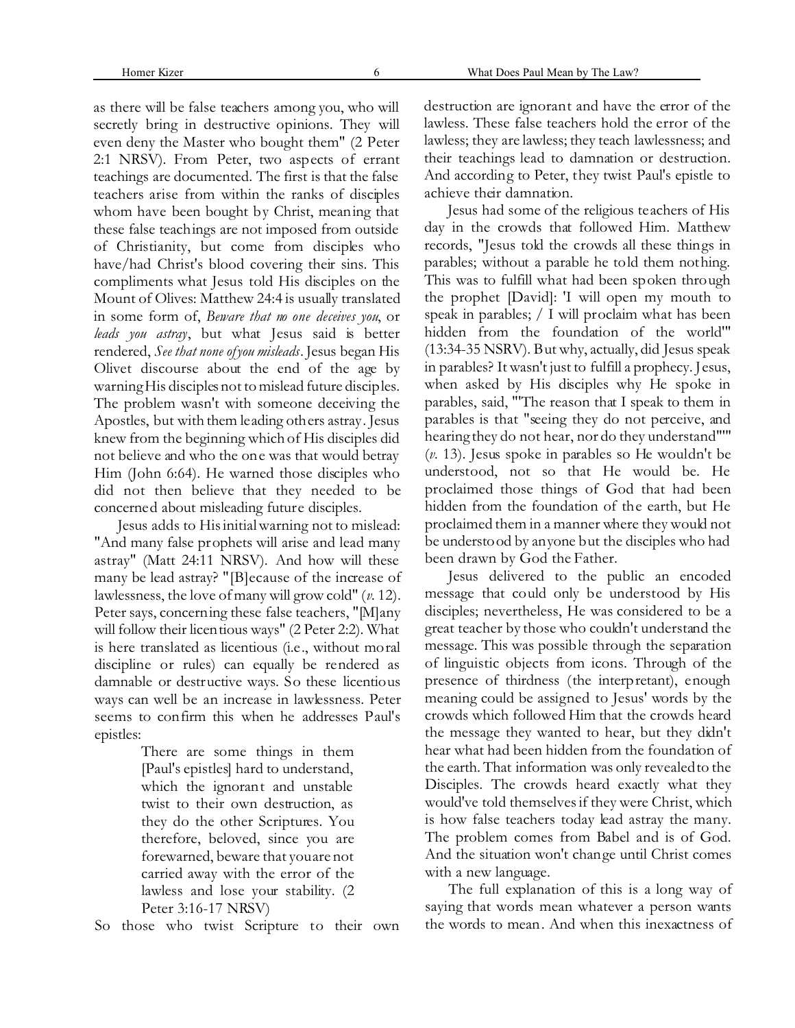as there will be false teachers among you, who will secretly bring in destructive opinions. They will even deny the Master who bought them" (2 Peter 2:1 NRSV). From Peter, two aspects of errant teachings are documented. The first is that the false teachers arise from within the ranks of disciples whom have been bought by Christ, meaning that these false teachings are not imposed from outside of Christianity, but come from disciples who have/had Christ's blood covering their sins. This compliments what Jesus told His disciples on the Mount of Olives: Matthew 24:4 is usually translated in some form of, *Beware that no one deceives you*, or *leads you astray*, but what Jesus said is better rendered, *See that none of you misleads*. Jesus began His Olivet discourse about the end of the age by warning His disciples not to mislead future disciples. The problem wasn't with someone deceiving the Apostles, but with them leading others astray. Jesus knew from the beginning which of His disciples did not believe and who the one was that would betray Him (John 6:64). He warned those disciples who did not then believe that they needed to be concerned about misleading future disciples.

Jesus adds to His initial warning not to mislead: "And many false prophets will arise and lead many astray" (Matt 24:11 NRSV). And how will these many be lead astray? "[B]ecause of the increase of lawlessness, the love of many will grow cold" (*v.* 12). Peter says, concerning these false teachers, "[M]any will follow their licentious ways" (2 Peter 2:2). What is here translated as licentious (i.e., without moral discipline or rules) can equally be rendered as damnable or destructive ways. So these licentious ways can well be an increase in lawlessness. Peter seems to confirm this when he addresses Paul's epistles:

> There are some things in them [Paul's epistles] hard to understand, which the ignorant and unstable twist to their own destruction, as they do the other Scriptures. You therefore, beloved, since you are forewarned, beware that you are not carried away with the error of the lawless and lose your stability. (2 Peter 3:16-17 NRSV)

So those who twist Scripture to their own destruction are ignorant and have the error of the lawless. These false teachers hold the error of the lawless; they are lawless; they teach lawlessness; and their teachings lead to damnation or destruction. And according to Peter, they twist Paul's epistle to achieve their damnation.

Jesus had some of the religious teachers of His day in the crowds that followed Him. Matthew records, "Jesus told the crowds all these things in parables; without a parable he told them nothing. This was to fulfill what had been spoken through the prophet [David]: 'I will open my mouth to speak in parables; / I will proclaim what has been hidden from the foundation of the world'" (13:34-35 NSRV). But why, actually, did Jesus speak in parables? It wasn't just to fulfill a prophecy. Jesus, when asked by His disciples why He spoke in parables, said, "'The reason that I speak to them in parables is that "seeing they do not perceive, and hearing they do not hear, nor do they understand"'" (*v.* 13). Jesus spoke in parables so He wouldn't be understood, not so that He would be. He proclaimed those things of God that had been hidden from the foundation of the earth, but He proclaimed them in a manner where they would not be understood by anyone but the disciples who had been drawn by God the Father.

Jesus delivered to the public an encoded message that could only be understood by His disciples; nevertheless, He was considered to be a great teacher by those who couldn't understand the message. This was possible through the separation of linguistic objects from icons. Through of the presence of thirdness (the interpretant), enough meaning could be assigned to Jesus' words by the crowds which followed Him that the crowds heard the message they wanted to hear, but they didn't hear what had been hidden from the foundation of the earth. That information was only revealed to the Disciples. The crowds heard exactly what they would've told themselves if they were Christ, which is how false teachers today lead astray the many. The problem comes from Babel and is of God. And the situation won't change until Christ comes with a new language.

The full explanation of this is a long way of saying that words mean whatever a person wants the words to mean. And when this inexactness of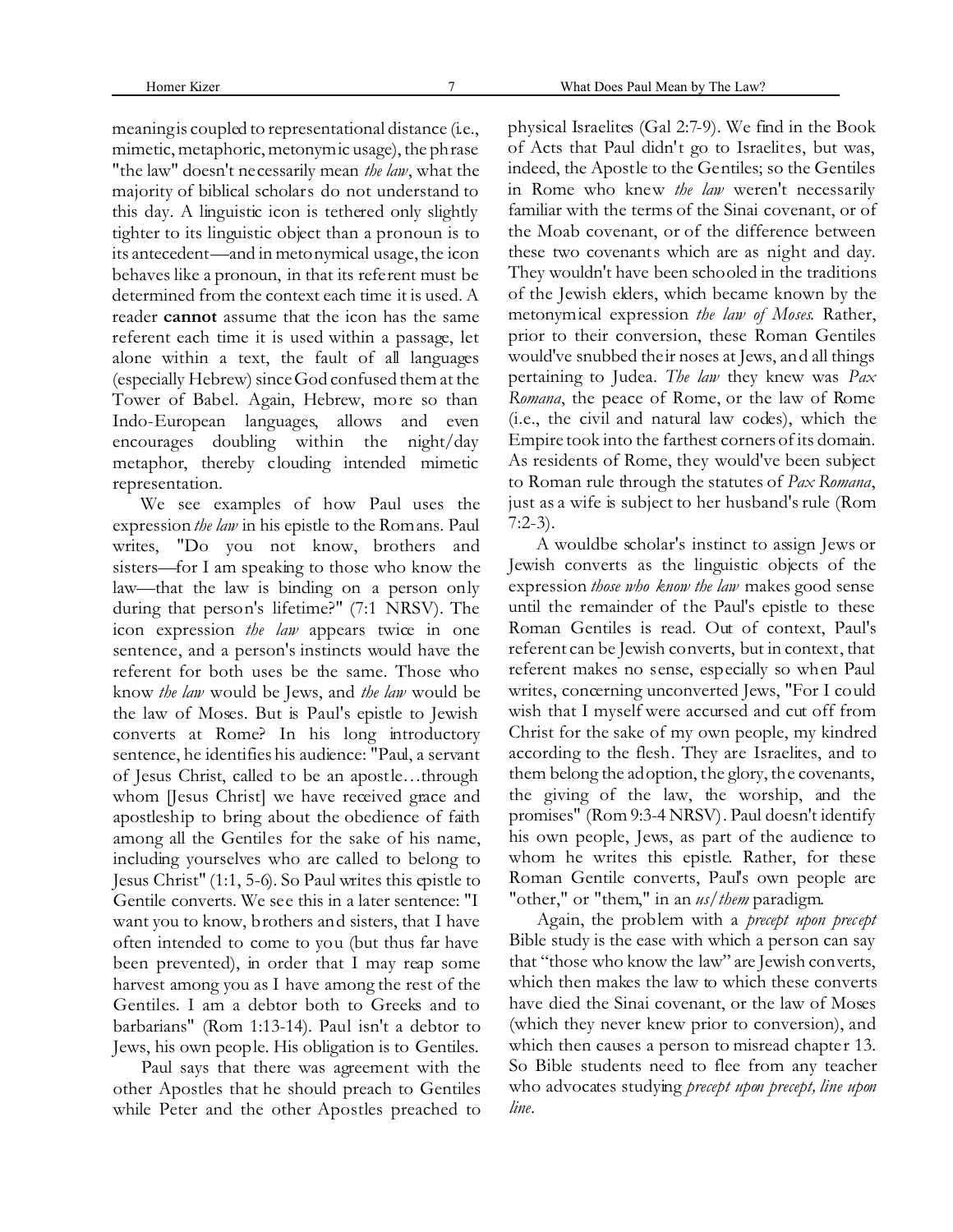meaning is coupled to representational distance (i.e., mimetic, metaphoric, metonymic usage), the phrase "the law" doesn't necessarily mean *the law*, what the majority of biblical scholars do not understand to this day. A linguistic icon is tethered only slightly tighter to its linguistic object than a pronoun is to its antecedent—and in metonymical usage, the icon behaves like a pronoun, in that its referent must be determined from the context each time it is used. A reader **cannot** assume that the icon has the same referent each time it is used within a passage, let alone within a text, the fault of all languages (especially Hebrew) since God confused them at the Tower of Babel. Again, Hebrew, more so than Indo-European languages, allows and even encourages doubling within the night/day metaphor, thereby clouding intended mimetic representation.

We see examples of how Paul uses the expression *the law* in his epistle to the Romans. Paul writes, "Do you not know, brothers and sisters—for I am speaking to those who know the law—that the law is binding on a person only during that person's lifetime?" (7:1 NRSV). The icon expression *the law* appears twice in one sentence, and a person's instincts would have the referent for both uses be the same. Those who know *the law* would be Jews, and *the law* would be the law of Moses. But is Paul's epistle to Jewish converts at Rome? In his long introductory sentence, he identifies his audience: "Paul, a servant of Jesus Christ, called to be an apostle…through whom [Jesus Christ] we have received grace and apostleship to bring about the obedience of faith among all the Gentiles for the sake of his name, including yourselves who are called to belong to Jesus Christ" (1:1, 5-6). So Paul writes this epistle to Gentile converts. We see this in a later sentence: "I want you to know, brothers and sisters, that I have often intended to come to you (but thus far have been prevented), in order that I may reap some harvest among you as I have among the rest of the Gentiles. I am a debtor both to Greeks and to barbarians" (Rom 1:13-14). Paul isn't a debtor to Jews, his own people. His obligation is to Gentiles.

Paul says that there was agreement with the other Apostles that he should preach to Gentiles while Peter and the other Apostles preached to physical Israelites (Gal 2:7-9). We find in the Book of Acts that Paul didn't go to Israelites, but was, indeed, the Apostle to the Gentiles; so the Gentiles in Rome who knew *the law* weren't necessarily familiar with the terms of the Sinai covenant, or of the Moab covenant, or of the difference between these two covenants which are as night and day. They wouldn't have been schooled in the traditions of the Jewish elders, which became known by the metonymical expression *the law of Moses*. Rather, prior to their conversion, these Roman Gentiles would've snubbed their noses at Jews, and all things pertaining to Judea. *The law* they knew was *Pax Romana*, the peace of Rome, or the law of Rome (i.e., the civil and natural law codes), which the Empire took into the farthest corners of its domain. As residents of Rome, they would've been subject to Roman rule through the statutes of *Pax Romana*, just as a wife is subject to her husband's rule (Rom 7:2-3).

A wouldbe scholar's instinct to assign Jews or Jewish converts as the linguistic objects of the expression *those who know the law* makes good sense until the remainder of the Paul's epistle to these Roman Gentiles is read. Out of context, Paul's referent can be Jewish converts, but in context, that referent makes no sense, especially so when Paul writes, concerning unconverted Jews, "For I could wish that I myself were accursed and cut off from Christ for the sake of my own people, my kindred according to the flesh. They are Israelites, and to them belong the adoption, the glory, the covenants, the giving of the law, the worship, and the promises" (Rom 9:3-4 NRSV). Paul doesn't identify his own people, Jews, as part of the audience to whom he writes this epistle. Rather, for these Roman Gentile converts, Paul's own people are "other," or "them," in an *us/them* paradigm.

Again, the problem with a *precept upon precept* Bible study is the ease with which a person can say that "those who know the law" are Jewish converts, which then makes the law to which these converts have died the Sinai covenant, or the law of Moses (which they never knew prior to conversion), and which then causes a person to misread chapter 13. So Bible students need to flee from any teacher who advocates studying *precept upon precept, line upon line*.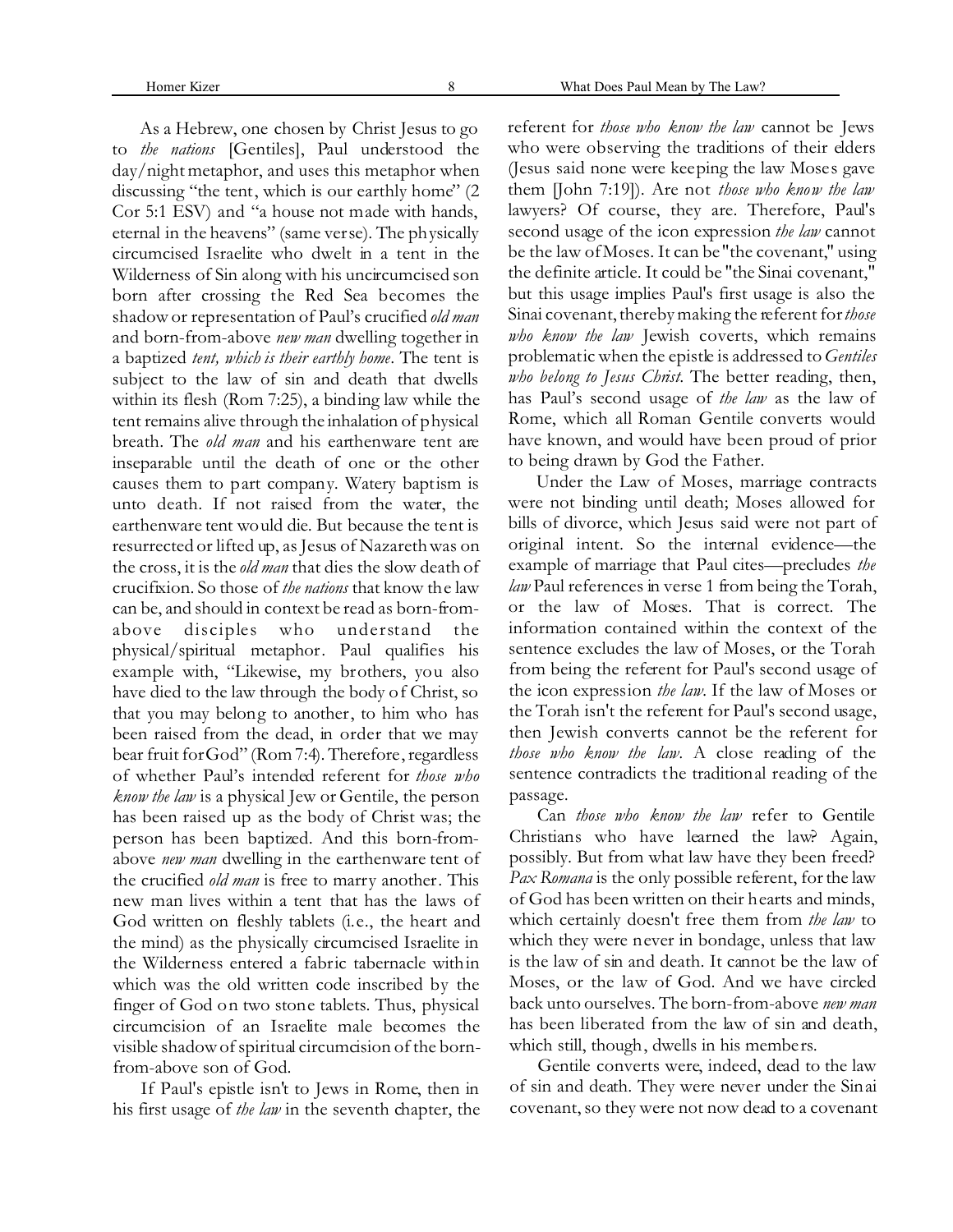As a Hebrew, one chosen by Christ Jesus to go to *the nations* [Gentiles], Paul understood the day/night metaphor, and uses this metaphor when discussing "the tent, which is our earthly home" (2 Cor 5:1 ESV) and "a house not made with hands, eternal in the heavens" (same verse). The physically circumcised Israelite who dwelt in a tent in the Wilderness of Sin along with his uncircumcised son born after crossing the Red Sea becomes the shadow or representation of Paul's crucified *old man* and born-from-above *new man* dwelling together in a baptized *tent, which is their earthly home*. The tent is subject to the law of sin and death that dwells within its flesh (Rom 7:25), a binding law while the tent remains alive through the inhalation of physical breath. The *old man* and his earthenware tent are inseparable until the death of one or the other causes them to part company. Watery baptism is unto death. If not raised from the water, the earthenware tent would die. But because the tent is resurrected or lifted up, as Jesus of Nazareth was on the cross, it is the *old man* that dies the slow death of crucifixion. So those of *the nations* that know the law can be, and should in context be read as born-from-above disciples who understand the physical/spiritual metaphor. Paul qualifies his example with, "Likewise, my brothers, you also have died to the law through the body of Christ, so that you may belong to another, to him who has been raised from the dead, in order that we may bear fruit for God" (Rom 7:4). Therefore, regardless of whether Paul's intended referent for *those who know the law* is a physical Jew or Gentile, the person has been raised up as the body of Christ was; the person has been baptized. And this born-from-above *new man* dwelling in the earthenware tent of the crucified *old man* is free to marry another. This new man lives within a tent that has the laws of God written on fleshly tablets (i.e., the heart and the mind) as the physically circumcised Israelite in the Wilderness entered a fabric tabernacle within which was the old written code inscribed by the finger of God on two stone tablets. Thus, physical circumcision of an Israelite male becomes the visible shadow of spiritual circumcision of the born-from-above son of God.

If Paul's epistle isn't to Jews in Rome, then in his first usage of *the law* in the seventh chapter, the referent for *those who know the law* cannot be Jews who were observing the traditions of their elders (Jesus said none were keeping the law Moses gave them [John 7:19]). Are not *those who know the law* lawyers? Of course, they are. Therefore, Paul's second usage of the icon expression *the law* cannot be the law of Moses. It can be "the covenant," using the definite article. It could be "the Sinai covenant," but this usage implies Paul's first usage is also the Sinai covenant, thereby making the referent for *those who know the law* Jewish coverts, which remains problematic when the epistle is addressed to *Gentiles who belong to Jesus Christ*. The better reading, then, has Paul's second usage of *the law* as the law of Rome, which all Roman Gentile converts would have known, and would have been proud of prior to being drawn by God the Father.

Under the Law of Moses, marriage contracts were not binding until death; Moses allowed for bills of divorce, which Jesus said were not part of original intent. So the internal evidence—the example of marriage that Paul cites—precludes *the law* Paul references in verse 1 from being the Torah, or the law of Moses. That is correct. The information contained within the context of the sentence excludes the law of Moses, or the Torah from being the referent for Paul's second usage of the icon expression *the law*. If the law of Moses or the Torah isn't the referent for Paul's second usage, then Jewish converts cannot be the referent for *those who know the law*. A close reading of the sentence contradicts the traditional reading of the passage.

Can *those who know the law* refer to Gentile Christians who have learned the law? Again, possibly. But from what law have they been freed? *Pax Romana* is the only possible referent, for the law of God has been written on their hearts and minds, which certainly doesn't free them from *the law* to which they were never in bondage, unless that law is the law of sin and death. It cannot be the law of Moses, or the law of God. And we have circled back unto ourselves. The born-from-above *new man* has been liberated from the law of sin and death, which still, though, dwells in his members.

Gentile converts were, indeed, dead to the law of sin and death. They were never under the Sinai covenant, so they were not now dead to a covenant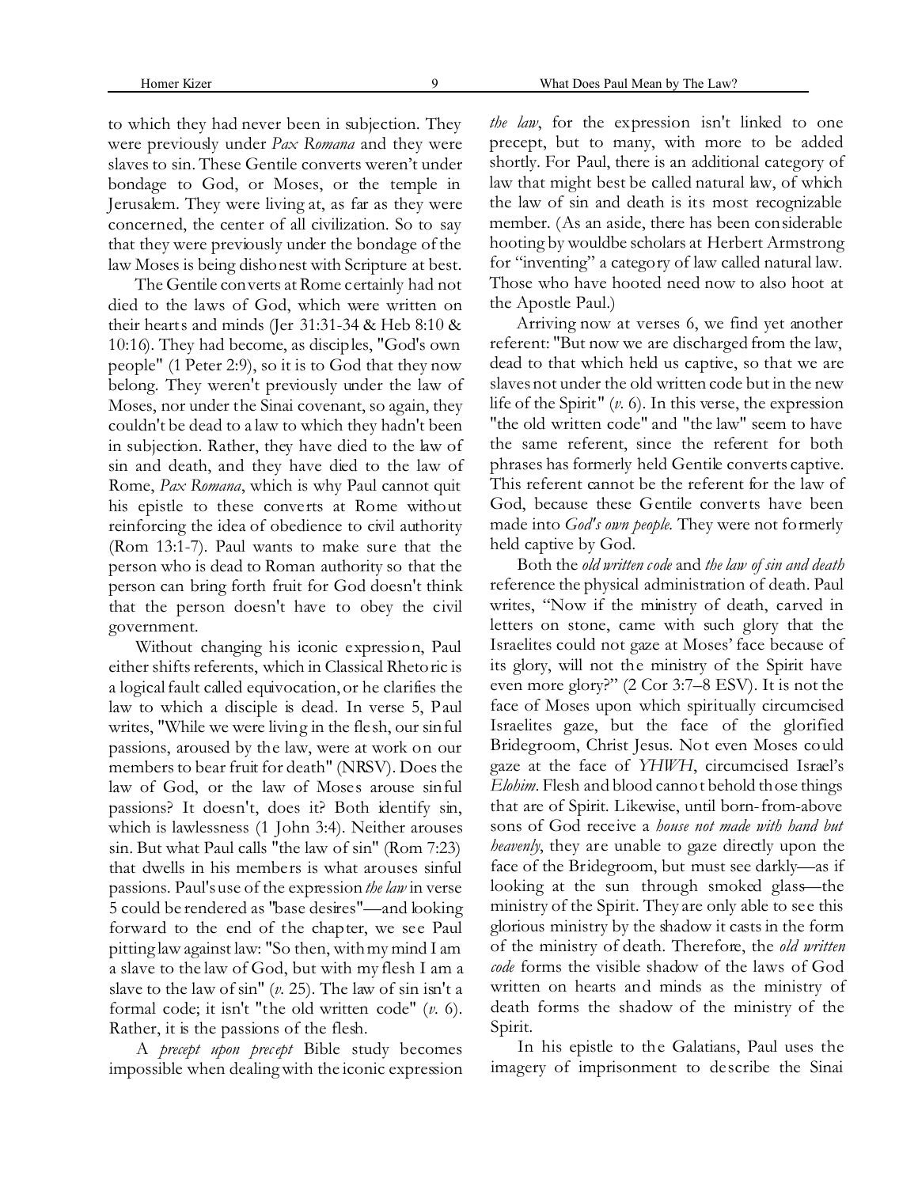to which they had never been in subjection. They were previously under *Pax Romana* and they were slaves to sin. These Gentile converts weren't under bondage to God, or Moses, or the temple in Jerusalem. They were living at, as far as they were concerned, the center of all civilization. So to say that they were previously under the bondage of the law Moses is being dishonest with Scripture at best.

The Gentile converts at Rome certainly had not died to the laws of God, which were written on their hearts and minds (Jer 31:31-34 & Heb 8:10 & 10:16). They had become, as disciples, "God's own people" (1 Peter 2:9), so it is to God that they now belong. They weren't previously under the law of Moses, nor under the Sinai covenant, so again, they couldn't be dead to a law to which they hadn't been in subjection. Rather, they have died to the law of sin and death, and they have died to the law of Rome, *Pax Romana*, which is why Paul cannot quit his epistle to these converts at Rome without reinforcing the idea of obedience to civil authority (Rom 13:1-7). Paul wants to make sure that the person who is dead to Roman authority so that the person can bring forth fruit for God doesn't think that the person doesn't have to obey the civil government.

Without changing his iconic expression, Paul either shifts referents, which in Classical Rhetoric is a logical fault called equivocation, or he clarifies the law to which a disciple is dead. In verse 5, Paul writes, "While we were living in the flesh, our sinful passions, aroused by the law, were at work on our members to bear fruit for death" (NRSV). Does the law of God, or the law of Moses arouse sinful passions? It doesn't, does it? Both identify sin, which is lawlessness (1 John 3:4). Neither arouses sin. But what Paul calls "the law of sin" (Rom 7:23) that dwells in his members is what arouses sinful passions. Paul's use of the expression *the law* in verse 5 could be rendered as "base desires"—and looking forward to the end of the chapter, we see Paul pitting law against law: "So then, with my mind I am a slave to the law of God, but with my flesh I am a slave to the law of sin" (*v.* 25). The law of sin isn't a formal code; it isn't "the old written code" (*v.* 6). Rather, it is the passions of the flesh.

A *precept upon precept* Bible study becomes impossible when dealing with the iconic expression *the law*, for the expression isn't linked to one precept, but to many, with more to be added shortly. For Paul, there is an additional category of law that might best be called natural law, of which the law of sin and death is its most recognizable member. (As an aside, there has been considerable hooting by wouldbe scholars at Herbert Armstrong for "inventing" a category of law called natural law. Those who have hooted need now to also hoot at the Apostle Paul.)

Arriving now at verses 6, we find yet another referent: "But now we are discharged from the law, dead to that which held us captive, so that we are slaves not under the old written code but in the new life of the Spirit" (*v.* 6). In this verse, the expression "the old written code" and "the law" seem to have the same referent, since the referent for both phrases has formerly held Gentile converts captive. This referent cannot be the referent for the law of God, because these Gentile converts have been made into *God's own people*. They were not formerly held captive by God.

Both the *old written code* and *the law of sin and death* reference the physical administration of death. Paul writes, "Now if the ministry of death, carved in letters on stone, came with such glory that the Israelites could not gaze at Moses' face because of its glory, will not the ministry of the Spirit have even more glory?" (2 Cor 3:7–8 ESV). It is not the face of Moses upon which spiritually circumcised Israelites gaze, but the face of the glorified Bridegroom, Christ Jesus. Not even Moses could gaze at the face of *YHWH*, circumcised Israel's *Elohim*. Flesh and blood cannot behold those things that are of Spirit. Likewise, until born-from-above sons of God receive a *house not made with hand but heavenly*, they are unable to gaze directly upon the face of the Bridegroom, but must see darkly—as if looking at the sun through smoked glass—the ministry of the Spirit. They are only able to see this glorious ministry by the shadow it casts in the form of the ministry of death. Therefore, the *old written code* forms the visible shadow of the laws of God written on hearts and minds as the ministry of death forms the shadow of the ministry of the Spirit.

In his epistle to the Galatians, Paul uses the imagery of imprisonment to describe the Sinai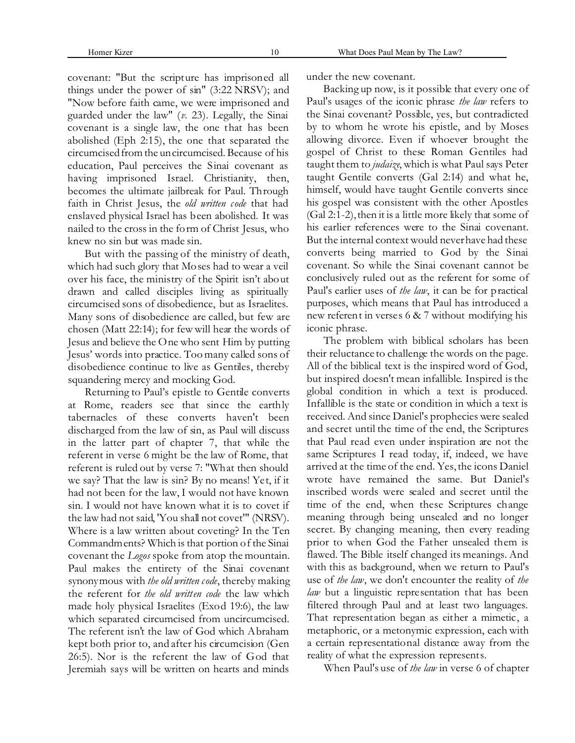covenant: "But the scripture has imprisoned all things under the power of sin" (3:22 NRSV); and "Now before faith came, we were imprisoned and guarded under the law" (*v.* 23). Legally, the Sinai covenant is a single law, the one that has been abolished (Eph 2:15), the one that separated the circumcised from the uncircumcised. Because of his education, Paul perceives the Sinai covenant as having imprisoned Israel. Christianity, then, becomes the ultimate jailbreak for Paul. Through faith in Christ Jesus, the *old written code* that had enslaved physical Israel has been abolished. It was nailed to the cross in the form of Christ Jesus, who knew no sin but was made sin.

But with the passing of the ministry of death, which had such glory that Moses had to wear a veil over his face, the ministry of the Spirit isn't about drawn and called disciples living as spiritually circumcised sons of disobedience, but as Israelites. Many sons of disobedience are called, but few are chosen (Matt 22:14); for few will hear the words of Jesus and believe the One who sent Him by putting Jesus' words into practice. Too many called sons of disobedience continue to live as Gentiles, thereby squandering mercy and mocking God.

Returning to Paul's epistle to Gentile converts at Rome, readers see that since the earthly tabernacles of these converts haven't been discharged from the law of sin, as Paul will discuss in the latter part of chapter 7, that while the referent in verse 6 might be the law of Rome, that referent is ruled out by verse 7: "What then should we say? That the law is sin? By no means! Yet, if it had not been for the law, I would not have known sin. I would not have known what it is to covet if the law had not said, 'You shall not covet'" (NRSV). Where is a law written about coveting? In the Ten Commandments? Which is that portion of the Sinai covenant the *Logos* spoke from atop the mountain. Paul makes the entirety of the Sinai covenant synonymous with *the old written code*, thereby making the referent for *the old written code* the law which made holy physical Israelites (Exod 19:6), the law which separated circumcised from uncircumcised. The referent isn't the law of God which Abraham kept both prior to, and after his circumcision (Gen 26:5). Nor is the referent the law of God that Jeremiah says will be written on hearts and minds under the new covenant.

Backing up now, is it possible that every one of Paul's usages of the iconic phrase *the law* refers to the Sinai covenant? Possible, yes, but contradicted by to whom he wrote his epistle, and by Moses allowing divorce. Even if whoever brought the gospel of Christ to these Roman Gentiles had taught them to *judaize*, which is what Paul says Peter taught Gentile converts (Gal 2:14) and what he, himself, would have taught Gentile converts since his gospel was consistent with the other Apostles (Gal 2:1-2), then it is a little more likely that some of his earlier references were to the Sinai covenant. But the internal context would never have had these converts being married to God by the Sinai covenant. So while the Sinai covenant cannot be conclusively ruled out as the referent for some of Paul's earlier uses of *the law*, it can be for practical purposes, which means that Paul has introduced a new referent in verses 6 & 7 without modifying his iconic phrase.

The problem with biblical scholars has been their reluctance to challenge the words on the page. All of the biblical text is the inspired word of God, but inspired doesn't mean infallible. Inspired is the global condition in which a text is produced. Infallible is the state or condition in which a text is received. And since Daniel's prophecies were sealed and secret until the time of the end, the Scriptures that Paul read even under inspiration are not the same Scriptures I read today, if, indeed, we have arrived at the time of the end. Yes, the icons Daniel wrote have remained the same. But Daniel's inscribed words were sealed and secret until the time of the end, when these Scriptures change meaning through being unsealed and no longer secret. By changing meaning, then every reading prior to when God the Father unsealed them is flawed. The Bible itself changed its meanings. And with this as background, when we return to Paul's use of *the law*, we don't encounter the reality of *the law* but a linguistic representation that has been filtered through Paul and at least two languages. That representation began as either a mimetic, a metaphoric, or a metonymic expression, each with a certain representational distance away from the reality of what the expression represents.

When Paul's use of *the law* in verse 6 of chapter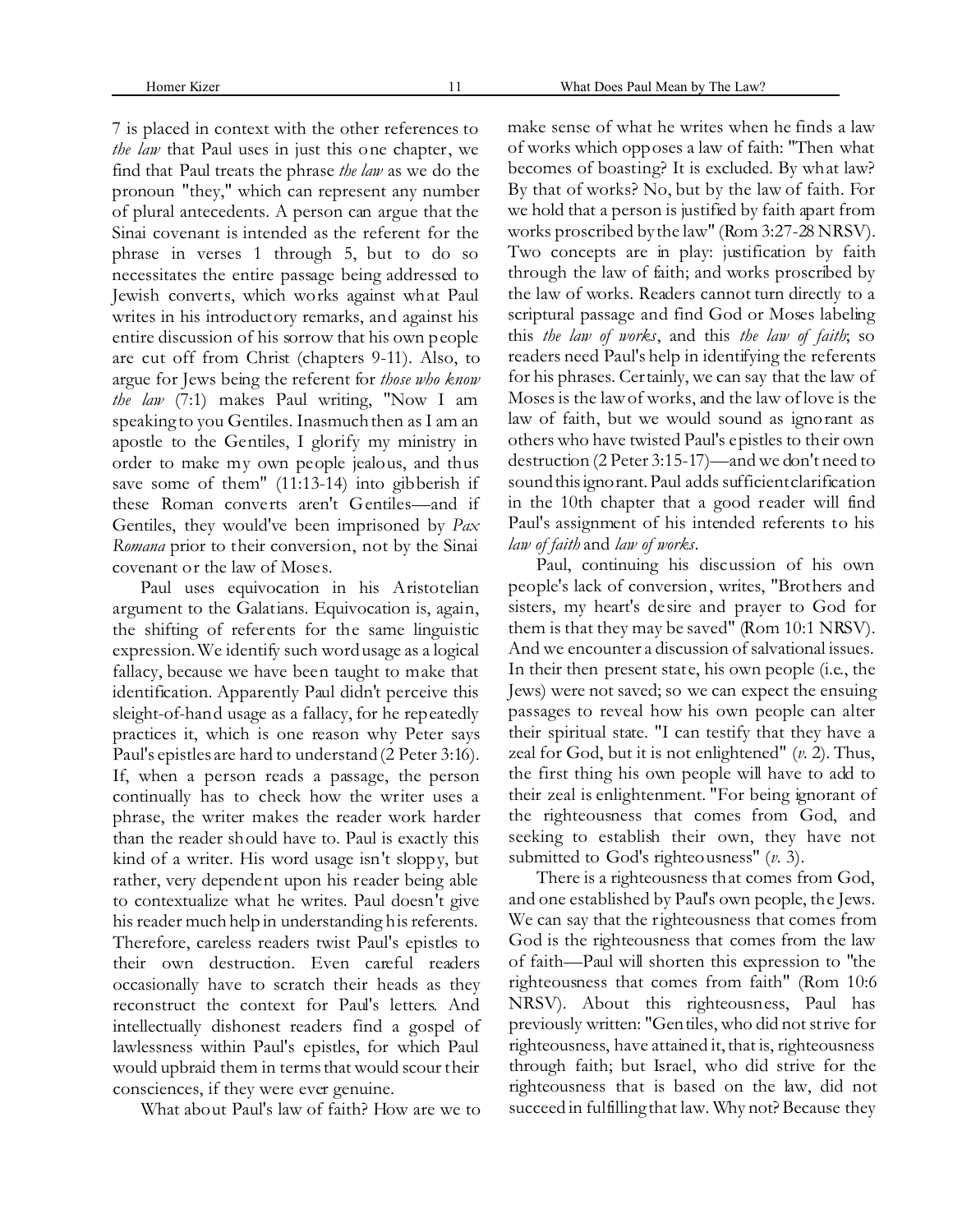7 is placed in context with the other references to *the law* that Paul uses in just this one chapter, we find that Paul treats the phrase *the law* as we do the pronoun "they," which can represent any number of plural antecedents. A person can argue that the Sinai covenant is intended as the referent for the phrase in verses 1 through 5, but to do so necessitates the entire passage being addressed to Jewish converts, which works against what Paul writes in his introductory remarks, and against his entire discussion of his sorrow that his own people are cut off from Christ (chapters 9-11). Also, to argue for Jews being the referent for *those who know the law* (7:1) makes Paul writing, "Now I am speaking to you Gentiles. Inasmuch then as I am an apostle to the Gentiles, I glorify my ministry in order to make my own people jealous, and thus save some of them" (11:13-14) into gibberish if these Roman converts aren't Gentiles—and if Gentiles, they would've been imprisoned by *Pax Romana* prior to their conversion, not by the Sinai covenant or the law of Moses.

Paul uses equivocation in his Aristotelian argument to the Galatians. Equivocation is, again, the shifting of referents for the same linguistic expression. We identify such word usage as a logical fallacy, because we have been taught to make that identification. Apparently Paul didn't perceive this sleight-of-hand usage as a fallacy, for he repeatedly practices it, which is one reason why Peter says Paul's epistles are hard to understand (2 Peter 3:16). If, when a person reads a passage, the person continually has to check how the writer uses a phrase, the writer makes the reader work harder than the reader should have to. Paul is exactly this kind of a writer. His word usage isn't sloppy, but rather, very dependent upon his reader being able to contextualize what he writes. Paul doesn't give his reader much help in understanding his referents. Therefore, careless readers twist Paul's epistles to their own destruction. Even careful readers occasionally have to scratch their heads as they reconstruct the context for Paul's letters. And intellectually dishonest readers find a gospel of lawlessness within Paul's epistles, for which Paul would upbraid them in terms that would scour their consciences, if they were ever genuine.

What about Paul's law of faith? How are we to make sense of what he writes when he finds a law of works which opposes a law of faith: "Then what becomes of boasting? It is excluded. By what law? By that of works? No, but by the law of faith. For we hold that a person is justified by faith apart from works proscribed by the law" (Rom 3:27-28 NRSV). Two concepts are in play: justification by faith through the law of faith; and works proscribed by the law of works. Readers cannot turn directly to a scriptural passage and find God or Moses labeling this *the law of works*, and this *the law of faith*; so readers need Paul's help in identifying the referents for his phrases. Certainly, we can say that the law of Moses is the law of works, and the law of love is the law of faith, but we would sound as ignorant as others who have twisted Paul's epistles to their own destruction (2 Peter 3:15-17)—and we don't need to sound this ignorant. Paul adds sufficient clarification in the 10th chapter that a good reader will find Paul's assignment of his intended referents to his *law of faith* and *law of works*.

Paul, continuing his discussion of his own people's lack of conversion, writes, "Brothers and sisters, my heart's desire and prayer to God for them is that they may be saved" (Rom 10:1 NRSV). And we encounter a discussion of salvational issues. In their then present state, his own people (i.e., the Jews) were not saved; so we can expect the ensuing passages to reveal how his own people can alter their spiritual state. "I can testify that they have a zeal for God, but it is not enlightened" (*v.* 2). Thus, the first thing his own people will have to add to their zeal is enlightenment. "For being ignorant of the righteousness that comes from God, and seeking to establish their own, they have not submitted to God's righteousness" (*v.* 3).

There is a righteousness that comes from God, and one established by Paul's own people, the Jews. We can say that the righteousness that comes from God is the righteousness that comes from the law of faith—Paul will shorten this expression to "the righteousness that comes from faith" (Rom 10:6 NRSV). About this righteousness, Paul has previously written: "Gentiles, who did not strive for righteousness, have attained it, that is, righteousness through faith; but Israel, who did strive for the righteousness that is based on the law, did not succeed in fulfilling that law. Why not? Because they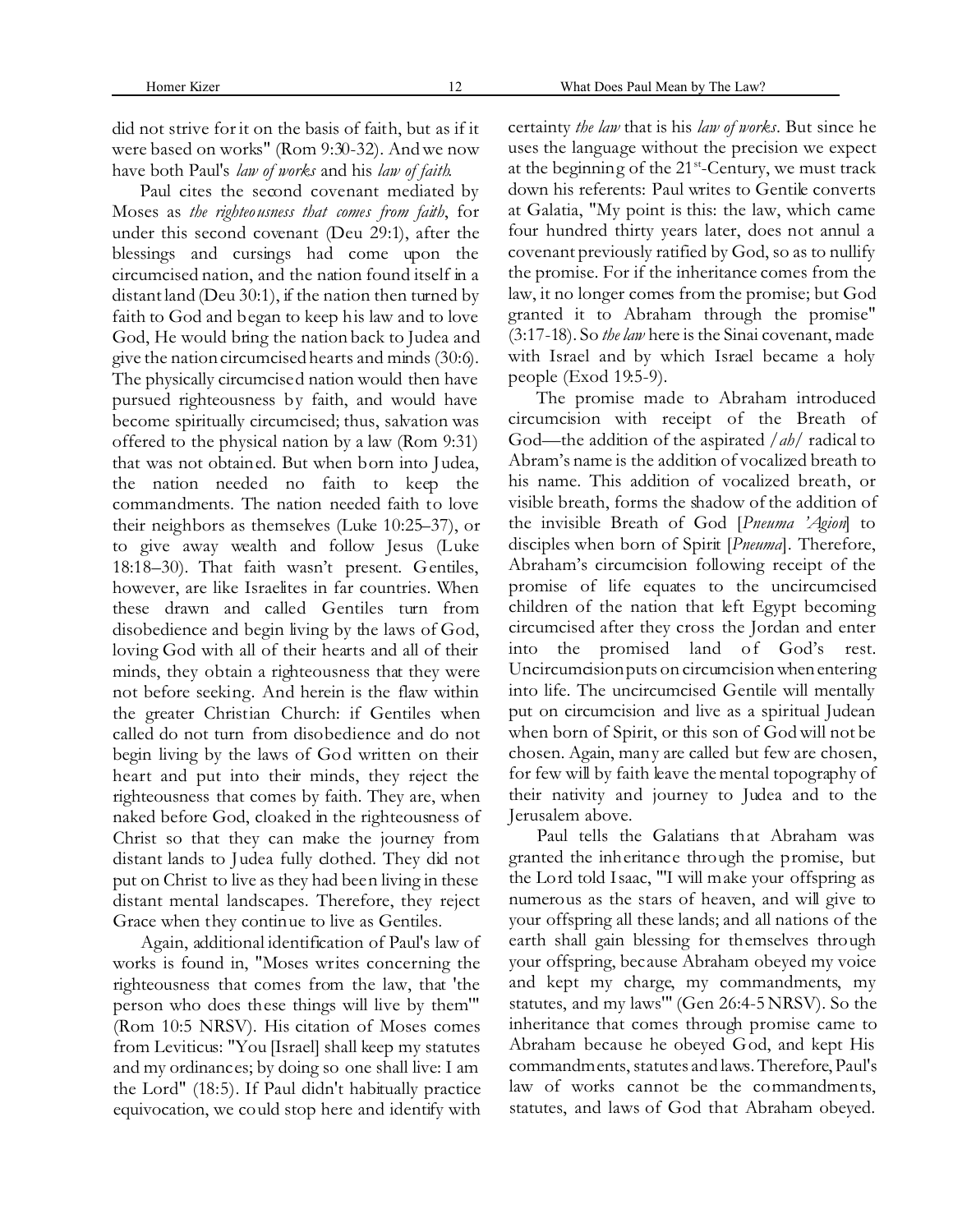did not strive for it on the basis of faith, but as if it were based on works" (Rom 9:30-32). And we now have both Paul's *law of works* and his *law of faith*.

Paul cites the second covenant mediated by Moses as *the righteousness that comes from faith*, for under this second covenant (Deu 29:1), after the blessings and cursings had come upon the circumcised nation, and the nation found itself in a distant land (Deu 30:1), if the nation then turned by faith to God and began to keep his law and to love God, He would bring the nation back to Judea and give the nation circumcised hearts and minds (30:6). The physically circumcised nation would then have pursued righteousness by faith, and would have become spiritually circumcised; thus, salvation was offered to the physical nation by a law (Rom 9:31) that was not obtained. But when born into Judea, the nation needed no faith to keep the commandments. The nation needed faith to love their neighbors as themselves (Luke 10:25–37), or to give away wealth and follow Jesus (Luke 18:18–30). That faith wasn't present. Gentiles, however, are like Israelites in far countries. When these drawn and called Gentiles turn from disobedience and begin living by the laws of God, loving God with all of their hearts and all of their minds, they obtain a righteousness that they were not before seeking. And herein is the flaw within the greater Christian Church: if Gentiles when called do not turn from disobedience and do not begin living by the laws of God written on their heart and put into their minds, they reject the righteousness that comes by faith. They are, when naked before God, cloaked in the righteousness of Christ so that they can make the journey from distant lands to Judea fully clothed. They did not put on Christ to live as they had been living in these distant mental landscapes. Therefore, they reject Grace when they continue to live as Gentiles.

Again, additional identification of Paul's law of works is found in, "Moses writes concerning the righteousness that comes from the law, that 'the person who does these things will live by them'" (Rom 10:5 NRSV). His citation of Moses comes from Leviticus: "You [Israel] shall keep my statutes and my ordinances; by doing so one shall live: I am the Lord" (18:5). If Paul didn't habitually practice equivocation, we could stop here and identify with certainty *the law* that is his *law of works*. But since he uses the language without the precision we expect at the beginning of the 21st-Century, we must track down his referents: Paul writes to Gentile converts at Galatia, "My point is this: the law, which came four hundred thirty years later, does not annul a covenant previously ratified by God, so as to nullify the promise. For if the inheritance comes from the law, it no longer comes from the promise; but God granted it to Abraham through the promise" (3:17-18). So *the law* here is the Sinai covenant, made with Israel and by which Israel became a holy people (Exod 19:5-9).

The promise made to Abraham introduced circumcision with receipt of the Breath of God—the addition of the aspirated /*ah*/ radical to Abram's name is the addition of vocalized breath to his name. This addition of vocalized breath, or visible breath, forms the shadow of the addition of the invisible Breath of God [*Pneuma 'Agion*] to disciples when born of Spirit [*Pneuma*]. Therefore, Abraham's circumcision following receipt of the promise of life equates to the uncircumcised children of the nation that left Egypt becoming circumcised after they cross the Jordan and enter into the promised land of God's rest. Uncircumcision puts on circumcision when entering into life. The uncircumcised Gentile will mentally put on circumcision and live as a spiritual Judean when born of Spirit, or this son of God will not be chosen. Again, many are called but few are chosen, for few will by faith leave the mental topography of their nativity and journey to Judea and to the Jerusalem above.

Paul tells the Galatians that Abraham was granted the inheritance through the promise, but the Lord told Isaac, "'I will make your offspring as numerous as the stars of heaven, and will give to your offspring all these lands; and all nations of the earth shall gain blessing for themselves through your offspring, because Abraham obeyed my voice and kept my charge, my commandments, my statutes, and my laws'" (Gen 26:4-5 NRSV). So the inheritance that comes through promise came to Abraham because he obeyed God, and kept His commandments, statutes and laws. Therefore, Paul's law of works cannot be the commandments, statutes, and laws of God that Abraham obeyed.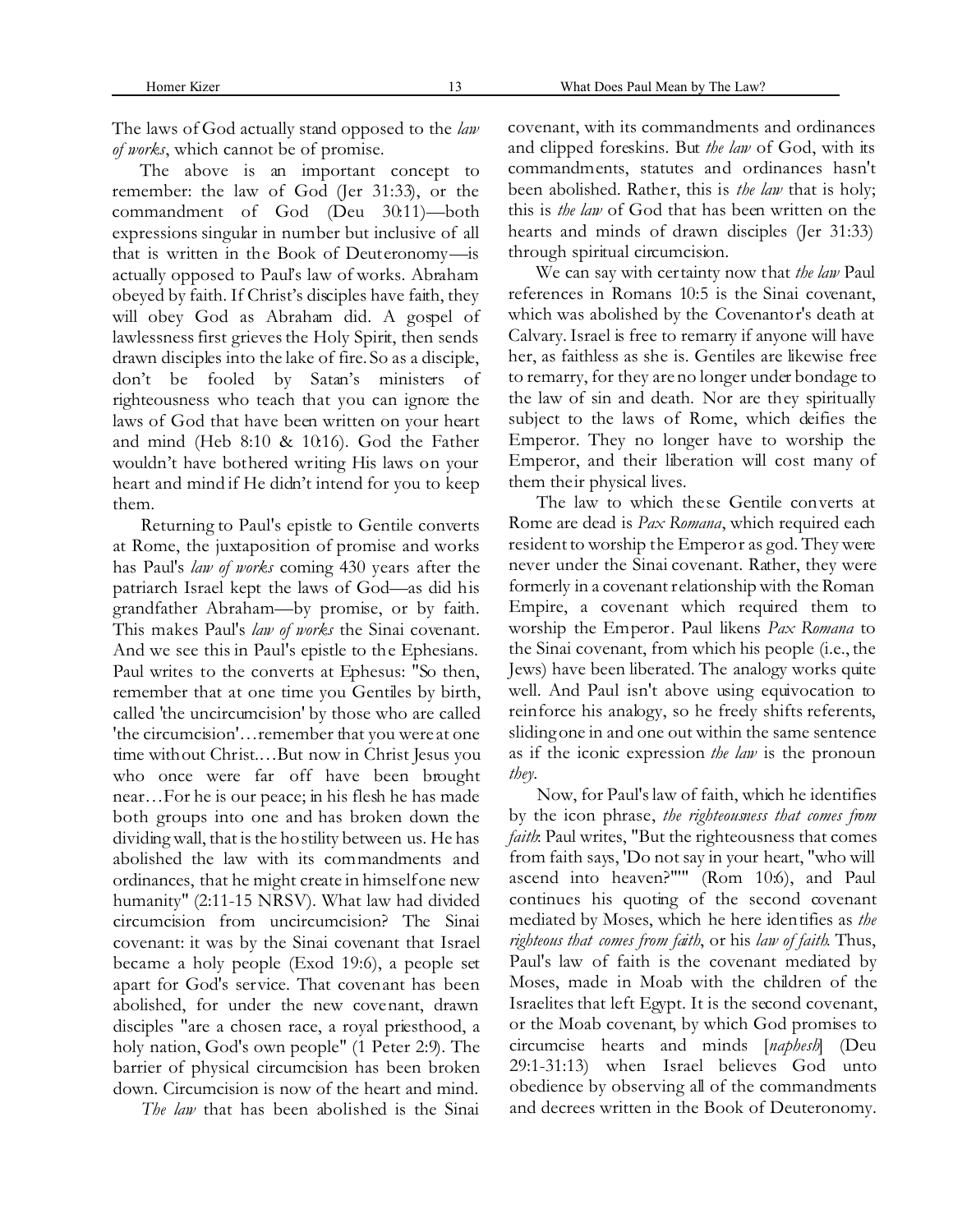The laws of God actually stand opposed to the *law of works*, which cannot be of promise.

The above is an important concept to remember: the law of God (Jer 31:33), or the commandment of God (Deu 30:11)—both expressions singular in number but inclusive of all that is written in the Book of Deuteronomy—is actually opposed to Paul's law of works. Abraham obeyed by faith. If Christ's disciples have faith, they will obey God as Abraham did. A gospel of lawlessness first grieves the Holy Spirit, then sends drawn disciples into the lake of fire. So as a disciple, don't be fooled by Satan's ministers of righteousness who teach that you can ignore the laws of God that have been written on your heart and mind (Heb 8:10 & 10:16). God the Father wouldn't have bothered writing His laws on your heart and mind if He didn't intend for you to keep them.

Returning to Paul's epistle to Gentile converts at Rome, the juxtaposition of promise and works has Paul's *law of works* coming 430 years after the patriarch Israel kept the laws of God—as did his grandfather Abraham—by promise, or by faith. This makes Paul's *law of works* the Sinai covenant. And we see this in Paul's epistle to the Ephesians. Paul writes to the converts at Ephesus: "So then, remember that at one time you Gentiles by birth, called 'the uncircumcision' by those who are called 'the circumcision'…remember that you were at one time without Christ.…But now in Christ Jesus you who once were far off have been brought near…For he is our peace; in his flesh he has made both groups into one and has broken down the dividing wall, that is the hostility between us. He has abolished the law with its commandments and ordinances, that he might create in himself one new humanity" (2:11-15 NRSV). What law had divided circumcision from uncircumcision? The Sinai covenant: it was by the Sinai covenant that Israel became a holy people (Exod 19:6), a people set apart for God's service. That covenant has been abolished, for under the new covenant, drawn disciples "are a chosen race, a royal priesthood, a holy nation, God's own people" (1 Peter 2:9). The barrier of physical circumcision has been broken down. Circumcision is now of the heart and mind.

*The law* that has been abolished is the Sinai covenant, with its commandments and ordinances and clipped foreskins. But *the law* of God, with its commandments, statutes and ordinances hasn't been abolished. Rather, this is *the law* that is holy; this is *the law* of God that has been written on the hearts and minds of drawn disciples (Jer 31:33) through spiritual circumcision.

We can say with certainty now that *the law* Paul references in Romans 10:5 is the Sinai covenant, which was abolished by the Covenantor's death at Calvary. Israel is free to remarry if anyone will have her, as faithless as she is. Gentiles are likewise free to remarry, for they are no longer under bondage to the law of sin and death. Nor are they spiritually subject to the laws of Rome, which deifies the Emperor. They no longer have to worship the Emperor, and their liberation will cost many of them their physical lives.

The law to which these Gentile converts at Rome are dead is *Pax Romana*, which required each resident to worship the Emperor as god. They were never under the Sinai covenant. Rather, they were formerly in a covenant relationship with the Roman Empire, a covenant which required them to worship the Emperor. Paul likens *Pax Romana* to the Sinai covenant, from which his people (i.e., the Jews) have been liberated. The analogy works quite well. And Paul isn't above using equivocation to reinforce his analogy, so he freely shifts referents, sliding one in and one out within the same sentence as if the iconic expression *the law* is the pronoun *they*.

Now, for Paul's law of faith, which he identifies by the icon phrase, *the righteousness that comes from faith*: Paul writes, "But the righteousness that comes from faith says, 'Do not say in your heart, "who will ascend into heaven?"'" (Rom 10:6), and Paul continues his quoting of the second covenant mediated by Moses, which he here identifies as *the righteous that comes from faith*, or his *law of faith*. Thus, Paul's law of faith is the covenant mediated by Moses, made in Moab with the children of the Israelites that left Egypt. It is the second covenant, or the Moab covenant, by which God promises to circumcise hearts and minds [*naphesh*] (Deu 29:1-31:13) when Israel believes God unto obedience by observing all of the commandments and decrees written in the Book of Deuteronomy.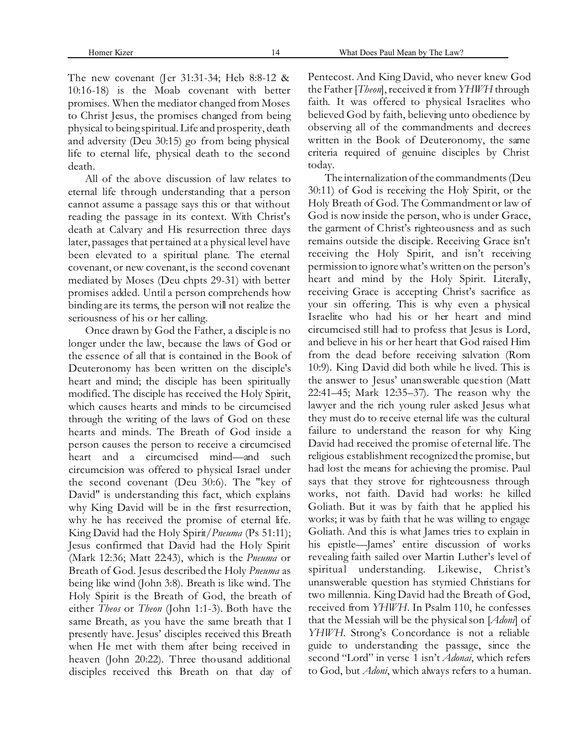The new covenant (Jer 31:31-34; Heb 8:8-12 & 10:16-18) is the Moab covenant with better promises. When the mediator changed from Moses to Christ Jesus, the promises changed from being physical to being spiritual. Life and prosperity, death and adversity (Deu 30:15) go from being physical life to eternal life, physical death to the second death.

All of the above discussion of law relates to eternal life through understanding that a person cannot assume a passage says this or that without reading the passage in its context. With Christ's death at Calvary and His resurrection three days later, passages that pertained at a physical level have been elevated to a spiritual plane. The eternal covenant, or new covenant, is the second covenant mediated by Moses (Deu chpts 29-31) with better promises added. Until a person comprehends how binding are its terms, the person will not realize the seriousness of his or her calling.

Once drawn by God the Father, a disciple is no longer under the law, because the laws of God or the essence of all that is contained in the Book of Deuteronomy has been written on the disciple's heart and mind; the disciple has been spiritually modified. The disciple has received the Holy Spirit, which causes hearts and minds to be circumcised through the writing of the laws of God on these hearts and minds. The Breath of God inside a person causes the person to receive a circumcised heart and a circumcised mind—and such circumcision was offered to physical Israel under the second covenant (Deu 30:6). The "key of David" is understanding this fact, which explains why King David will be in the first resurrection, why he has received the promise of eternal life. King David had the Holy Spirit/*Pneuma* (Ps 51:11); Jesus confirmed that David had the Holy Spirit (Mark 12:36; Matt 22:43), which is the *Pneuma* or Breath of God. Jesus described the Holy *Pneuma* as being like wind (John 3:8). Breath is like wind. The Holy Spirit is the Breath of God, the breath of either *Theos* or *Theon* (John 1:1-3). Both have the same Breath, as you have the same breath that I presently have. Jesus' disciples received this Breath when He met with them after being received in heaven (John 20:22). Three thousand additional disciples received this Breath on that day of Pentecost. And King David, who never knew God the Father [*Theon*], received it from *YHWH* through faith. It was offered to physical Israelites who believed God by faith, believing unto obedience by observing all of the commandments and decrees written in the Book of Deuteronomy, the same criteria required of genuine disciples by Christ today.

The internalization of the commandments (Deu 30:11) of God is receiving the Holy Spirit, or the Holy Breath of God. The Commandment or law of God is now inside the person, who is under Grace, the garment of Christ's righteousness and as such remains outside the disciple. Receiving Grace isn't receiving the Holy Spirit, and isn't receiving permission to ignore what's written on the person's heart and mind by the Holy Spirit. Literally, receiving Grace is accepting Christ's sacrifice as your sin offering. This is why even a physical Israelite who had his or her heart and mind circumcised still had to profess that Jesus is Lord, and believe in his or her heart that God raised Him from the dead before receiving salvation (Rom 10:9). King David did both while he lived. This is the answer to Jesus' unanswerable question (Matt 22:41–45; Mark 12:35–37). The reason why the lawyer and the rich young ruler asked Jesus what they must do to receive eternal life was the cultural failure to understand the reason for why King David had received the promise of eternal life. The religious establishment recognized the promise, but had lost the means for achieving the promise. Paul says that they strove for righteousness through works, not faith. David had works: he killed Goliath. But it was by faith that he applied his works; it was by faith that he was willing to engage Goliath. And this is what James tries to explain in his epistle—James' entire discussion of works revealing faith sailed over Martin Luther's level of spiritual understanding. Likewise, Christ's unanswerable question has stymied Christians for two millennia. King David had the Breath of God, received from *YHWH*. In Psalm 110, he confesses that the Messiah will be the physical son [*Adoni*] of *YHWH*. Strong's Concordance is not a reliable guide to understanding the passage, since the second "Lord" in verse 1 isn't *Adonai*, which refers to God, but *Adoni*, which always refers to a human.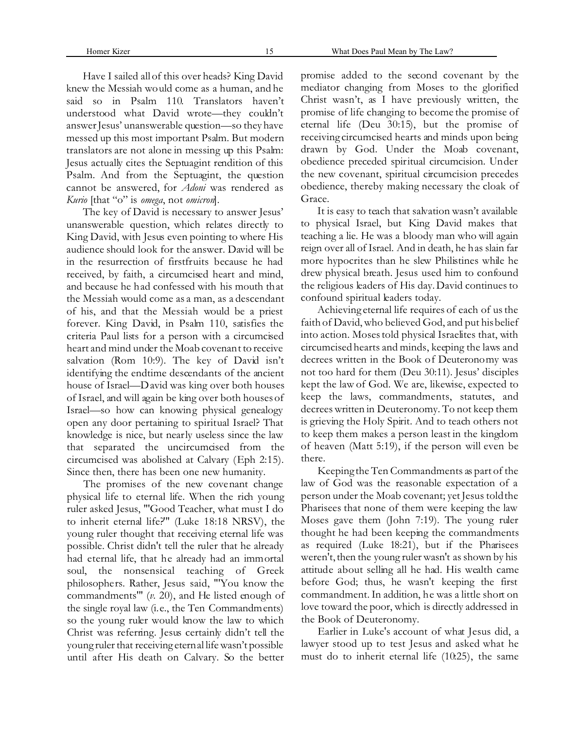Have I sailed all of this over heads? King David knew the Messiah would come as a human, and he said so in Psalm 110. Translators haven't understood what David wrote—they couldn't answer Jesus' unanswerable question—so they have messed up this most important Psalm. But modern translators are not alone in messing up this Psalm: Jesus actually cites the Septuagint rendition of this Psalm. And from the Septuagint, the question cannot be answered, for *Adoni* was rendered as *Kurio* [that "o" is *omega*, not *omicron*].

The key of David is necessary to answer Jesus' unanswerable question, which relates directly to King David, with Jesus even pointing to where His audience should look for the answer. David will be in the resurrection of firstfruits because he had received, by faith, a circumcised heart and mind, and because he had confessed with his mouth that the Messiah would come as a man, as a descendant of his, and that the Messiah would be a priest forever. King David, in Psalm 110, satisfies the criteria Paul lists for a person with a circumcised heart and mind under the Moab covenant to receive salvation (Rom 10:9). The key of David isn't identifying the endtime descendants of the ancient house of Israel—David was king over both houses of Israel, and will again be king over both houses of Israel—so how can knowing physical genealogy open any door pertaining to spiritual Israel? That knowledge is nice, but nearly useless since the law that separated the uncircumcised from the circumcised was abolished at Calvary (Eph 2:15). Since then, there has been one new humanity.

The promises of the new covenant change physical life to eternal life. When the rich young ruler asked Jesus, "'Good Teacher, what must I do to inherit eternal life?'" (Luke 18:18 NRSV), the young ruler thought that receiving eternal life was possible. Christ didn't tell the ruler that he already had eternal life, that he already had an immortal soul, the nonsensical teaching of Greek philosophers. Rather, Jesus said, "'You know the commandments'" (*v.* 20), and He listed enough of the single royal law (i.e., the Ten Commandments) so the young ruler would know the law to which Christ was referring. Jesus certainly didn't tell the young ruler that receiving eternal life wasn't possible until after His death on Calvary. So the better promise added to the second covenant by the mediator changing from Moses to the glorified Christ wasn't, as I have previously written, the promise of life changing to become the promise of eternal life (Deu 30:15), but the promise of receiving circumcised hearts and minds upon being drawn by God. Under the Moab covenant, obedience preceded spiritual circumcision. Under the new covenant, spiritual circumcision precedes obedience, thereby making necessary the cloak of Grace.

It is easy to teach that salvation wasn't available to physical Israel, but King David makes that teaching a lie. He was a bloody man who will again reign over all of Israel. And in death, he has slain far more hypocrites than he slew Philistines while he drew physical breath. Jesus used him to confound the religious leaders of His day. David continues to confound spiritual leaders today.

Achieving eternal life requires of each of us the faith of David, who believed God, and put his belief into action. Moses told physical Israelites that, with circumcised hearts and minds, keeping the laws and decrees written in the Book of Deuteronomy was not too hard for them (Deu 30:11). Jesus' disciples kept the law of God. We are, likewise, expected to keep the laws, commandments, statutes, and decrees written in Deuteronomy. To not keep them is grieving the Holy Spirit. And to teach others not to keep them makes a person least in the kingdom of heaven (Matt 5:19), if the person will even be there.

Keeping the Ten Commandments as part of the law of God was the reasonable expectation of a person under the Moab covenant; yet Jesus told the Pharisees that none of them were keeping the law Moses gave them (John 7:19). The young ruler thought he had been keeping the commandments as required (Luke 18:21), but if the Pharisees weren't, then the young ruler wasn't as shown by his attitude about selling all he had. His wealth came before God; thus, he wasn't keeping the first commandment. In addition, he was a little short on love toward the poor, which is directly addressed in the Book of Deuteronomy.

Earlier in Luke's account of what Jesus did, a lawyer stood up to test Jesus and asked what he must do to inherit eternal life (10:25), the same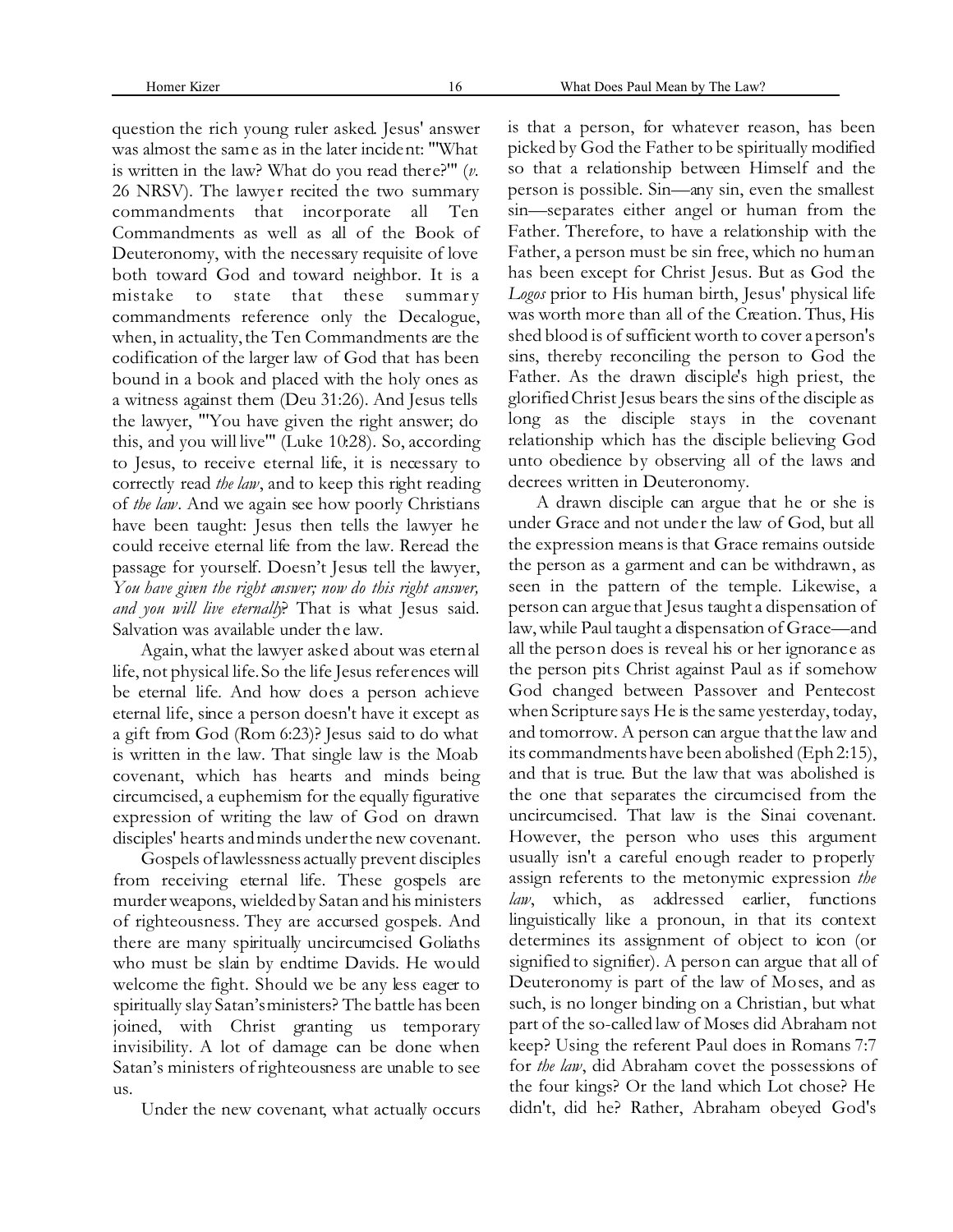question the rich young ruler asked. Jesus' answer was almost the same as in the later incident: "'What is written in the law? What do you read there?'" (*v.* 26 NRSV). The lawyer recited the two summary commandments that incorporate all Ten Commandments as well as all of the Book of Deuteronomy, with the necessary requisite of love both toward God and toward neighbor. It is a mistake to state that these summary commandments reference only the Decalogue, when, in actuality, the Ten Commandments are the codification of the larger law of God that has been bound in a book and placed with the holy ones as a witness against them (Deu 31:26). And Jesus tells the lawyer, "'You have given the right answer; do this, and you will live'" (Luke 10:28). So, according to Jesus, to receive eternal life, it is necessary to correctly read *the law*, and to keep this right reading of *the law*. And we again see how poorly Christians have been taught: Jesus then tells the lawyer he could receive eternal life from the law. Reread the passage for yourself. Doesn't Jesus tell the lawyer, *You have given the right answer; now do this right answer, and you will live eternally*? That is what Jesus said. Salvation was available under the law.

Again, what the lawyer asked about was eternal life, not physical life. So the life Jesus references will be eternal life. And how does a person achieve eternal life, since a person doesn't have it except as a gift from God (Rom 6:23)? Jesus said to do what is written in the law. That single law is the Moab covenant, which has hearts and minds being circumcised, a euphemism for the equally figurative expression of writing the law of God on drawn disciples' hearts and minds under the new covenant.

Gospels of lawlessness actually prevent disciples from receiving eternal life. These gospels are murder weapons, wielded by Satan and his ministers of righteousness. They are accursed gospels. And there are many spiritually uncircumcised Goliaths who must be slain by endtime Davids. He would welcome the fight. Should we be any less eager to spiritually slay Satan's ministers? The battle has been joined, with Christ granting us temporary invisibility. A lot of damage can be done when Satan's ministers of righteousness are unable to see us.

Under the new covenant, what actually occurs is that a person, for whatever reason, has been picked by God the Father to be spiritually modified so that a relationship between Himself and the person is possible. Sin—any sin, even the smallest sin—separates either angel or human from the Father. Therefore, to have a relationship with the Father, a person must be sin free, which no human has been except for Christ Jesus. But as God the *Logos* prior to His human birth, Jesus' physical life was worth more than all of the Creation. Thus, His shed blood is of sufficient worth to cover a person's sins, thereby reconciling the person to God the Father. As the drawn disciple's high priest, the glorified Christ Jesus bears the sins of the disciple as long as the disciple stays in the covenant relationship which has the disciple believing God unto obedience by observing all of the laws and decrees written in Deuteronomy.

A drawn disciple can argue that he or she is under Grace and not under the law of God, but all the expression means is that Grace remains outside the person as a garment and can be withdrawn, as seen in the pattern of the temple. Likewise, a person can argue that Jesus taught a dispensation of law, while Paul taught a dispensation of Grace—and all the person does is reveal his or her ignorance as the person pits Christ against Paul as if somehow God changed between Passover and Pentecost when Scripture says He is the same yesterday, today, and tomorrow. A person can argue that the law and its commandments have been abolished (Eph 2:15), and that is true. But the law that was abolished is the one that separates the circumcised from the uncircumcised. That law is the Sinai covenant. However, the person who uses this argument usually isn't a careful enough reader to properly assign referents to the metonymic expression *the law*, which, as addressed earlier, functions linguistically like a pronoun, in that its context determines its assignment of object to icon (or signified to signifier). A person can argue that all of Deuteronomy is part of the law of Moses, and as such, is no longer binding on a Christian, but what part of the so-called law of Moses did Abraham not keep? Using the referent Paul does in Romans 7:7 for *the law*, did Abraham covet the possessions of the four kings? Or the land which Lot chose? He didn't, did he? Rather, Abraham obeyed God's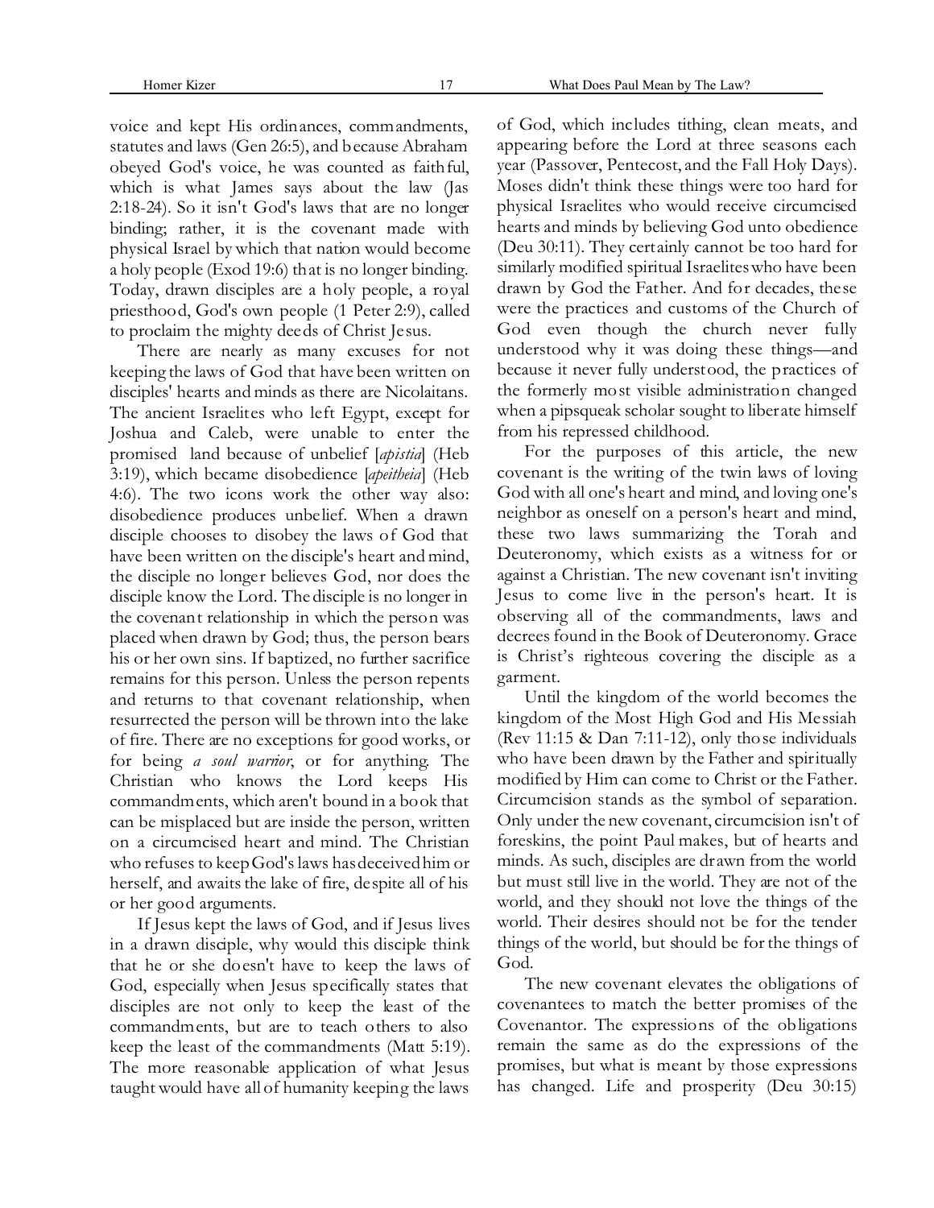voice and kept His ordinances, commandments, statutes and laws (Gen 26:5), and because Abraham obeyed God's voice, he was counted as faithful, which is what James says about the law (Jas 2:18-24). So it isn't God's laws that are no longer binding; rather, it is the covenant made with physical Israel by which that nation would become a holy people (Exod 19:6) that is no longer binding. Today, drawn disciples are a holy people, a royal priesthood, God's own people (1 Peter 2:9), called to proclaim the mighty deeds of Christ Jesus.

There are nearly as many excuses for not keeping the laws of God that have been written on disciples' hearts and minds as there are Nicolaitans. The ancient Israelites who left Egypt, except for Joshua and Caleb, were unable to enter the promised land because of unbelief [*apistia*] (Heb 3:19), which became disobedience [*apeitheia*] (Heb 4:6). The two icons work the other way also: disobedience produces unbelief. When a drawn disciple chooses to disobey the laws of God that have been written on the disciple's heart and mind, the disciple no longer believes God, nor does the disciple know the Lord. The disciple is no longer in the covenant relationship in which the person was placed when drawn by God; thus, the person bears his or her own sins. If baptized, no further sacrifice remains for this person. Unless the person repents and returns to that covenant relationship, when resurrected the person will be thrown into the lake of fire. There are no exceptions for good works, or for being *a soul warrior*, or for anything. The Christian who knows the Lord keeps His commandments, which aren't bound in a book that can be misplaced but are inside the person, written on a circumcised heart and mind. The Christian who refuses to keep God's laws has deceived him or herself, and awaits the lake of fire, despite all of his or her good arguments.

If Jesus kept the laws of God, and if Jesus lives in a drawn disciple, why would this disciple think that he or she doesn't have to keep the laws of God, especially when Jesus specifically states that disciples are not only to keep the least of the commandments, but are to teach others to also keep the least of the commandments (Matt 5:19). The more reasonable application of what Jesus taught would have all of humanity keeping the laws of God, which includes tithing, clean meats, and appearing before the Lord at three seasons each year (Passover, Pentecost, and the Fall Holy Days). Moses didn't think these things were too hard for physical Israelites who would receive circumcised hearts and minds by believing God unto obedience (Deu 30:11). They certainly cannot be too hard for similarly modified spiritual Israelites who have been drawn by God the Father. And for decades, these were the practices and customs of the Church of God even though the church never fully understood why it was doing these things—and because it never fully understood, the practices of the formerly most visible administration changed when a pipsqueak scholar sought to liberate himself from his repressed childhood.

For the purposes of this article, the new covenant is the writing of the twin laws of loving God with all one's heart and mind, and loving one's neighbor as oneself on a person's heart and mind, these two laws summarizing the Torah and Deuteronomy, which exists as a witness for or against a Christian. The new covenant isn't inviting Jesus to come live in the person's heart. It is observing all of the commandments, laws and decrees found in the Book of Deuteronomy. Grace is Christ's righteous covering the disciple as a garment.

Until the kingdom of the world becomes the kingdom of the Most High God and His Messiah (Rev 11:15 & Dan 7:11-12), only those individuals who have been drawn by the Father and spiritually modified by Him can come to Christ or the Father. Circumcision stands as the symbol of separation. Only under the new covenant, circumcision isn't of foreskins, the point Paul makes, but of hearts and minds. As such, disciples are drawn from the world but must still live in the world. They are not of the world, and they should not love the things of the world. Their desires should not be for the tender things of the world, but should be for the things of God.

The new covenant elevates the obligations of covenantees to match the better promises of the Covenantor. The expressions of the obligations remain the same as do the expressions of the promises, but what is meant by those expressions has changed. Life and prosperity (Deu 30:15)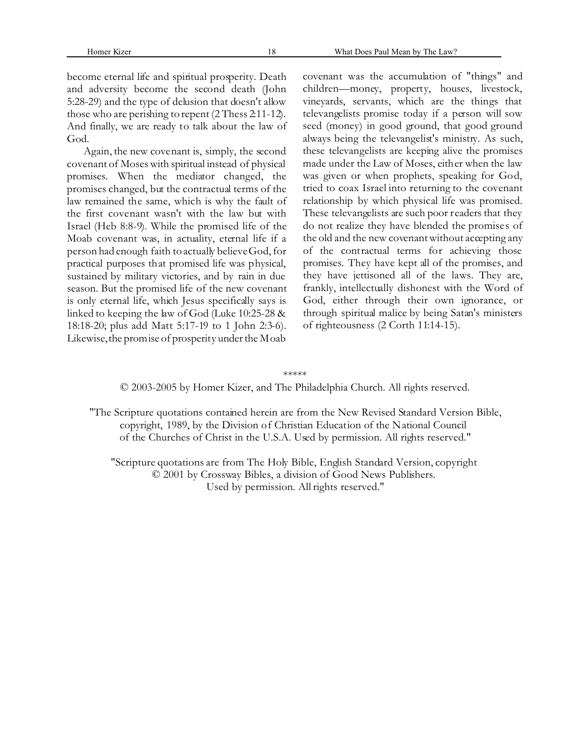become eternal life and spiritual prosperity. Death and adversity become the second death (John 5:28-29) and the type of delusion that doesn't allow those who are perishing to repent (2 Thess 2:11-12). And finally, we are ready to talk about the law of God.

Again, the new covenant is, simply, the second covenant of Moses with spiritual instead of physical promises. When the mediator changed, the promises changed, but the contractual terms of the law remained the same, which is why the fault of the first covenant wasn't with the law but with Israel (Heb 8:8-9). While the promised life of the Moab covenant was, in actuality, eternal life if a person had enough faith to actually believe God, for practical purposes that promised life was physical, sustained by military victories, and by rain in due season. But the promised life of the new covenant is only eternal life, which Jesus specifically says is linked to keeping the law of God (Luke 10:25-28 & 18:18-20; plus add Matt 5:17-19 to 1 John 2:3-6). Likewise, the promise of prosperity under the Moab covenant was the accumulation of "things" and children—money, property, houses, livestock, vineyards, servants, which are the things that televangelists promise today if a person will sow seed (money) in good ground, that good ground always being the televangelist's ministry. As such, these televangelists are keeping alive the promises made under the Law of Moses, either when the law was given or when prophets, speaking for God, tried to coax Israel into returning to the covenant relationship by which physical life was promised. These televangelists are such poor readers that they do not realize they have blended the promises of the old and the new covenant without accepting any of the contractual terms for achieving those promises. They have kept all of the promises, and they have jettisoned all of the laws. They are, frankly, intellectually dishonest with the Word of God, either through their own ignorance, or through spiritual malice by being Satan's ministers of righteousness (2 Corth 11:14-15).

*****

© 2003-2005 by Homer Kizer, and The Philadelphia Church. All rights reserved.

"The Scripture quotations contained herein are from the New Revised Standard Version Bible, copyright, 1989, by the Division of Christian Education of the National Council of the Churches of Christ in the U.S.A. Used by permission. All rights reserved."

"Scripture quotations are from The Holy Bible, English Standard Version, copyright © 2001 by Crossway Bibles, a division of Good News Publishers. Used by permission. All rights reserved."